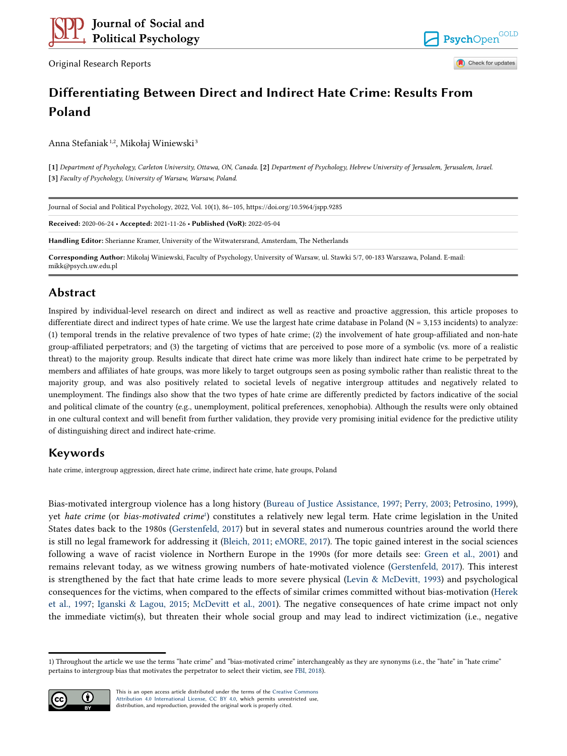Original Research Reports

# Differentiating Between Direct and Indirect Hate Crime: Results From Poland

Anna Stefaniak [1,2], Mikołaj Winiewski [3]

**[1]** *Department of Psychology, Carleton University, Ottawa, ON, Canada.* **[2]** *Department of Psychology, Hebrew University of Jerusalem, Jerusalem, Israel.* **[3]** *Faculty of Psychology, University of Warsaw, Warsaw, Poland.*

Journal of Social and Political Psychology, 2022, Vol. 10(1), 86–105, https://doi.org/10.5964/jspp.9285

**Received:** 2020-06-24 • **Accepted:** 2021-11-26 • **Published (VoR):** 2022-05-04

**Handling Editor:** Sherianne Kramer, University of the Witwatersrand, Amsterdam, The Netherlands

**Corresponding Author:** Mikołaj Winiewski, Faculty of Psychology, University of Warsaw, ul. Stawki 5/7, 00-183 Warszawa, Poland. E-mail: mikk@psych.uw.edu.pl

## Abstract

Inspired by individual-level research on direct and indirect as well as reactive and proactive aggression, this article proposes to differentiate direct and indirect types of hate crime. We use the largest hate crime database in Poland (N = 3,153 incidents) to analyze: (1) temporal trends in the relative prevalence of two types of hate crime; (2) the involvement of hate group-affiliated and non-hate group-affiliated perpetrators; and (3) the targeting of victims that are perceived to pose more of a symbolic (vs. more of a realistic threat) to the majority group. Results indicate that direct hate crime was more likely than indirect hate crime to be perpetrated by members and affiliates of hate groups, was more likely to target outgroups seen as posing symbolic rather than realistic threat to the majority group, and was also positively related to societal levels of negative intergroup attitudes and negatively related to unemployment. The findings also show that the two types of hate crime are differently predicted by factors indicative of the social and political climate of the country (e.g., unemployment, political preferences, xenophobia). Although the results were only obtained in one cultural context and will benefit from further validation, they provide very promising initial evidence for the predictive utility of distinguishing direct and indirect hate-crime.

## Keywords

hate crime, intergroup aggression, direct hate crime, indirect hate crime, hate groups, Poland

Bias-motivated intergroup violence has a long history (Bureau of Justice Assistance, 1997; Perry, 2003; Petrosino, 1999), yet *hate crime* (or *bias-motivated crime*[1]) constitutes a relatively new legal term. Hate crime legislation in the United States dates back to the 1980s (Gerstenfeld, 2017) but in several states and numerous countries around the world there is still no legal framework for addressing it (Bleich, 2011; eMORE, 2017). The topic gained interest in the social sciences following a wave of racist violence in Northern Europe in the 1990s (for more details see: Green et al., 2001) and remains relevant today, as we witness growing numbers of hate-motivated violence (Gerstenfeld, 2017). This interest is strengthened by the fact that hate crime leads to more severe physical (Levin & McDevitt, 1993) and psychological consequences for the victims, when compared to the effects of similar crimes committed without bias-motivation (Herek et al., 1997; Iganski & Lagou, 2015; McDevitt et al., 2001). The negative consequences of hate crime impact not only the immediate victim(s), but threaten their whole social group and may lead to indirect victimization (i.e., negative

1) Throughout the article we use the terms "hate crime" and "bias-motivated crime" interchangeably as they are synonyms (i.e., the "hate" in "hate crime" pertains to intergroup bias that motivates the perpetrator to select their victim, see FBI, 2018).

This is an open access article distributed under the terms of the Creative Commons Attribution 4.0 International License, CC BY 4.0, which permits unrestricted use, distribution, and reproduction, provided the original work is properly cited.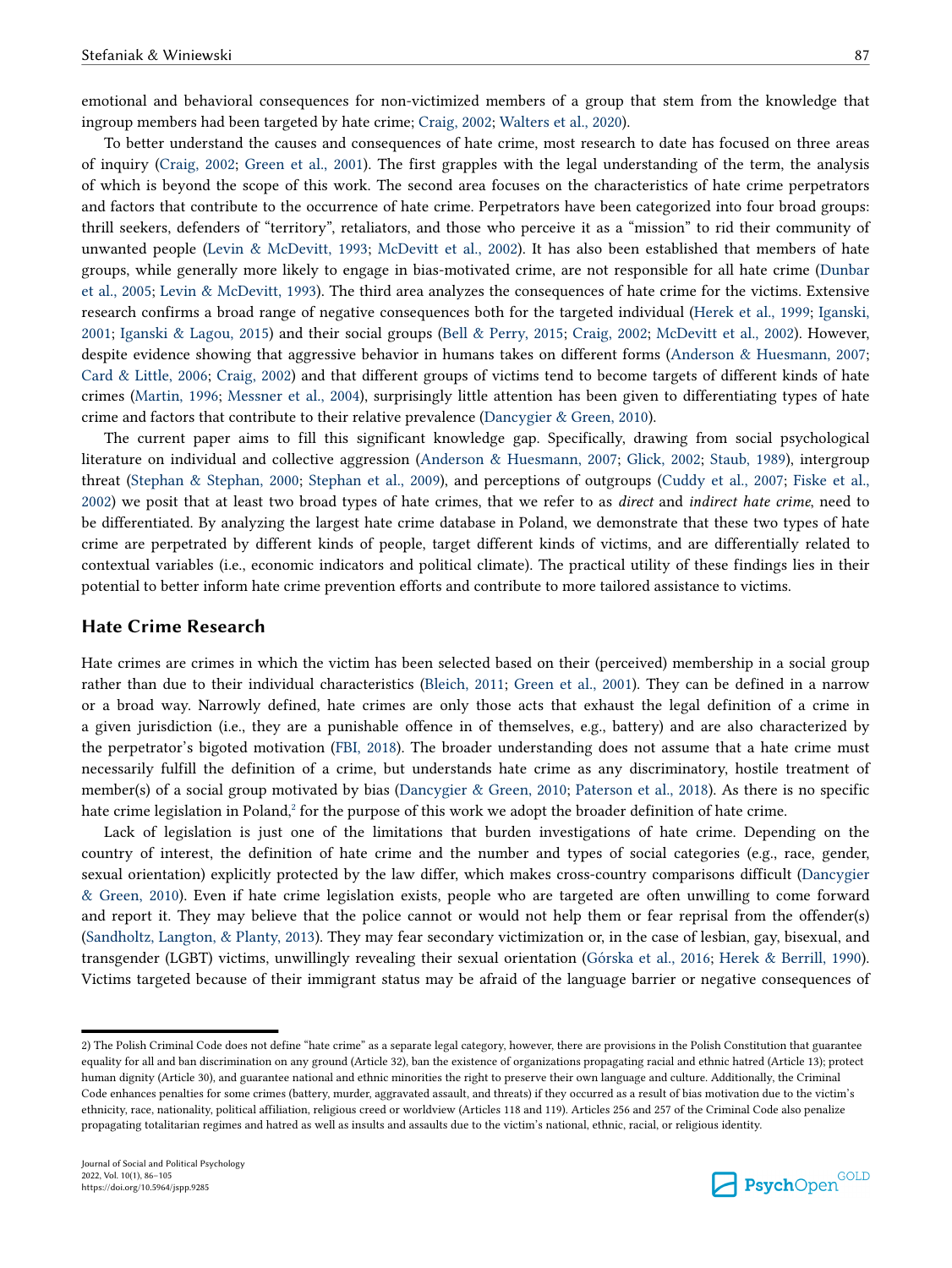emotional and behavioral consequences for non-victimized members of a group that stem from the knowledge that ingroup members had been targeted by hate crime; Craig, 2002; Walters et al., 2020).

To better understand the causes and consequences of hate crime, most research to date has focused on three areas of inquiry (Craig, 2002; Green et al., 2001). The first grapples with the legal understanding of the term, the analysis of which is beyond the scope of this work. The second area focuses on the characteristics of hate crime perpetrators and factors that contribute to the occurrence of hate crime. Perpetrators have been categorized into four broad groups: thrill seekers, defenders of "territory", retaliators, and those who perceive it as a "mission" to rid their community of unwanted people (Levin & McDevitt, 1993; McDevitt et al., 2002). It has also been established that members of hate groups, while generally more likely to engage in bias-motivated crime, are not responsible for all hate crime (Dunbar et al., 2005; Levin & McDevitt, 1993). The third area analyzes the consequences of hate crime for the victims. Extensive research confirms a broad range of negative consequences both for the targeted individual (Herek et al., 1999; Iganski, 2001; Iganski & Lagou, 2015) and their social groups (Bell & Perry, 2015; Craig, 2002; McDevitt et al., 2002). However, despite evidence showing that aggressive behavior in humans takes on different forms (Anderson & Huesmann, 2007; Card & Little, 2006; Craig, 2002) and that different groups of victims tend to become targets of different kinds of hate crimes (Martin, 1996; Messner et al., 2004), surprisingly little attention has been given to differentiating types of hate crime and factors that contribute to their relative prevalence (Dancygier & Green, 2010).

The current paper aims to fill this significant knowledge gap. Specifically, drawing from social psychological literature on individual and collective aggression (Anderson & Huesmann, 2007; Glick, 2002; Staub, 1989), intergroup threat (Stephan & Stephan, 2000; Stephan et al., 2009), and perceptions of outgroups (Cuddy et al., 2007; Fiske et al., 2002) we posit that at least two broad types of hate crimes, that we refer to as *direct* and *indirect hate crime*, need to be differentiated. By analyzing the largest hate crime database in Poland, we demonstrate that these two types of hate crime are perpetrated by different kinds of people, target different kinds of victims, and are differentially related to contextual variables (i.e., economic indicators and political climate). The practical utility of these findings lies in their potential to better inform hate crime prevention efforts and contribute to more tailored assistance to victims.

## Hate Crime Research

Hate crimes are crimes in which the victim has been selected based on their (perceived) membership in a social group rather than due to their individual characteristics (Bleich, 2011; Green et al., 2001). They can be defined in a narrow or a broad way. Narrowly defined, hate crimes are only those acts that exhaust the legal definition of a crime in a given jurisdiction (i.e., they are a punishable offence in of themselves, e.g., battery) and are also characterized by the perpetrator's bigoted motivation (FBI, 2018). The broader understanding does not assume that a hate crime must necessarily fulfill the definition of a crime, but understands hate crime as any discriminatory, hostile treatment of member(s) of a social group motivated by bias (Dancygier & Green, 2010; Paterson et al., 2018). As there is no specific hate crime legislation in Poland,[2] for the purpose of this work we adopt the broader definition of hate crime.

Lack of legislation is just one of the limitations that burden investigations of hate crime. Depending on the country of interest, the definition of hate crime and the number and types of social categories (e.g., race, gender, sexual orientation) explicitly protected by the law differ, which makes cross-country comparisons difficult (Dancygier & Green, 2010). Even if hate crime legislation exists, people who are targeted are often unwilling to come forward and report it. They may believe that the police cannot or would not help them or fear reprisal from the offender(s) (Sandholtz, Langton, & Planty, 2013). They may fear secondary victimization or, in the case of lesbian, gay, bisexual, and transgender (LGBT) victims, unwillingly revealing their sexual orientation (Górska et al., 2016; Herek & Berrill, 1990). Victims targeted because of their immigrant status may be afraid of the language barrier or negative consequences of

2) The Polish Criminal Code does not define "hate crime" as a separate legal category, however, there are provisions in the Polish Constitution that guarantee equality for all and ban discrimination on any ground (Article 32), ban the existence of organizations propagating racial and ethnic hatred (Article 13); protect human dignity (Article 30), and guarantee national and ethnic minorities the right to preserve their own language and culture. Additionally, the Criminal Code enhances penalties for some crimes (battery, murder, aggravated assault, and threats) if they occurred as a result of bias motivation due to the victim's ethnicity, race, nationality, political affiliation, religious creed or worldview (Articles 118 and 119). Articles 256 and 257 of the Criminal Code also penalize propagating totalitarian regimes and hatred as well as insults and assaults due to the victim's national, ethnic, racial, or religious identity.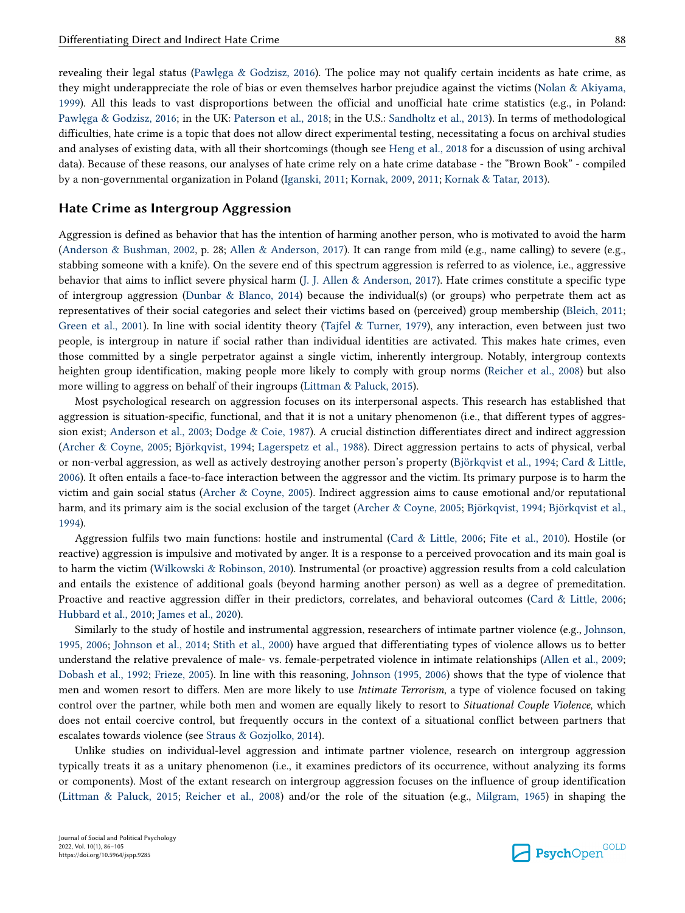revealing their legal status (Pawlęga & Godzisz, 2016). The police may not qualify certain incidents as hate crime, as they might underappreciate the role of bias or even themselves harbor prejudice against the victims (Nolan & Akiyama, 1999). All this leads to vast disproportions between the official and unofficial hate crime statistics (e.g., in Poland: Pawlęga & Godzisz, 2016; in the UK: Paterson et al., 2018; in the U.S.: Sandholtz et al., 2013). In terms of methodological difficulties, hate crime is a topic that does not allow direct experimental testing, necessitating a focus on archival studies and analyses of existing data, with all their shortcomings (though see Heng et al., 2018 for a discussion of using archival data). Because of these reasons, our analyses of hate crime rely on a hate crime database - the "Brown Book" - compiled by a non-governmental organization in Poland (Iganski, 2011; Kornak, 2009, 2011; Kornak & Tatar, 2013).

## Hate Crime as Intergroup Aggression

Aggression is defined as behavior that has the intention of harming another person, who is motivated to avoid the harm (Anderson & Bushman, 2002, p. 28; Allen & Anderson, 2017). It can range from mild (e.g., name calling) to severe (e.g., stabbing someone with a knife). On the severe end of this spectrum aggression is referred to as violence, i.e., aggressive behavior that aims to inflict severe physical harm (J. J. Allen & Anderson, 2017). Hate crimes constitute a specific type of intergroup aggression (Dunbar & Blanco, 2014) because the individual(s) (or groups) who perpetrate them act as representatives of their social categories and select their victims based on (perceived) group membership (Bleich, 2011; Green et al., 2001). In line with social identity theory (Tajfel & Turner, 1979), any interaction, even between just two people, is intergroup in nature if social rather than individual identities are activated. This makes hate crimes, even those committed by a single perpetrator against a single victim, inherently intergroup. Notably, intergroup contexts heighten group identification, making people more likely to comply with group norms (Reicher et al., 2008) but also more willing to aggress on behalf of their ingroups (Littman & Paluck, 2015).

Most psychological research on aggression focuses on its interpersonal aspects. This research has established that aggression is situation-specific, functional, and that it is not a unitary phenomenon (i.e., that different types of aggression exist; Anderson et al., 2003; Dodge & Coie, 1987). A crucial distinction differentiates direct and indirect aggression (Archer & Coyne, 2005; Björkqvist, 1994; Lagerspetz et al., 1988). Direct aggression pertains to acts of physical, verbal or non-verbal aggression, as well as actively destroying another person's property (Björkqvist et al., 1994; Card & Little, 2006). It often entails a face-to-face interaction between the aggressor and the victim. Its primary purpose is to harm the victim and gain social status (Archer & Coyne, 2005). Indirect aggression aims to cause emotional and/or reputational harm, and its primary aim is the social exclusion of the target (Archer & Coyne, 2005; Björkqvist, 1994; Björkqvist et al., 1994).

Aggression fulfils two main functions: hostile and instrumental (Card & Little, 2006; Fite et al., 2010). Hostile (or reactive) aggression is impulsive and motivated by anger. It is a response to a perceived provocation and its main goal is to harm the victim (Wilkowski & Robinson, 2010). Instrumental (or proactive) aggression results from a cold calculation and entails the existence of additional goals (beyond harming another person) as well as a degree of premeditation. Proactive and reactive aggression differ in their predictors, correlates, and behavioral outcomes (Card & Little, 2006; Hubbard et al., 2010; James et al., 2020).

Similarly to the study of hostile and instrumental aggression, researchers of intimate partner violence (e.g., Johnson, 1995, 2006; Johnson et al., 2014; Stith et al., 2000) have argued that differentiating types of violence allows us to better understand the relative prevalence of male- vs. female-perpetrated violence in intimate relationships (Allen et al., 2009; Dobash et al., 1992; Frieze, 2005). In line with this reasoning, Johnson (1995, 2006) shows that the type of violence that men and women resort to differs. Men are more likely to use *Intimate Terrorism*, a type of violence focused on taking control over the partner, while both men and women are equally likely to resort to *Situational Couple Violence*, which does not entail coercive control, but frequently occurs in the context of a situational conflict between partners that escalates towards violence (see Straus & Gozjolko, 2014).

Unlike studies on individual-level aggression and intimate partner violence, research on intergroup aggression typically treats it as a unitary phenomenon (i.e., it examines predictors of its occurrence, without analyzing its forms or components). Most of the extant research on intergroup aggression focuses on the influence of group identification (Littman & Paluck, 2015; Reicher et al., 2008) and/or the role of the situation (e.g., Milgram, 1965) in shaping the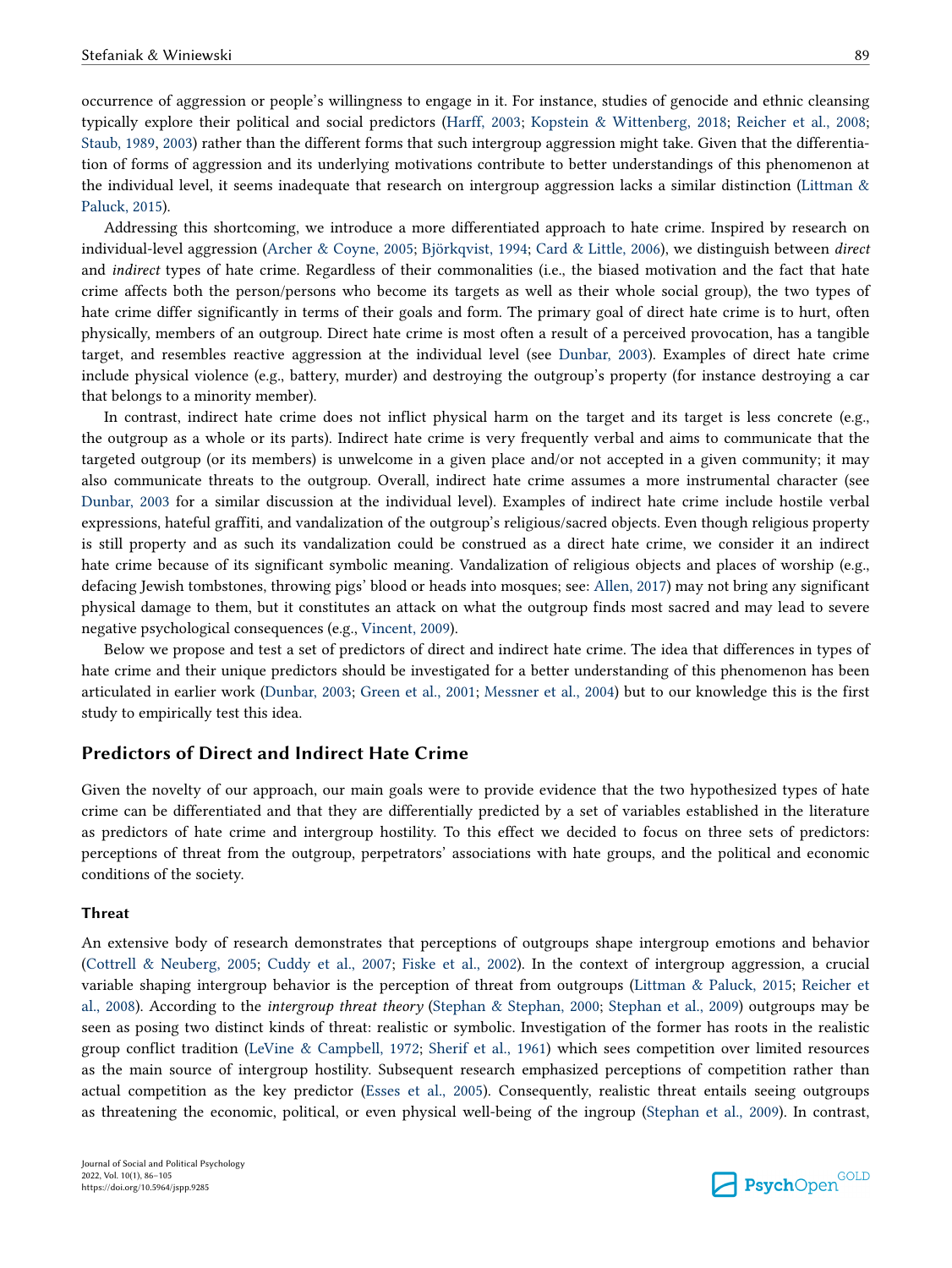occurrence of aggression or people's willingness to engage in it. For instance, studies of genocide and ethnic cleansing typically explore their political and social predictors (Harff, 2003; Kopstein & Wittenberg, 2018; Reicher et al., 2008; Staub, 1989, 2003) rather than the different forms that such intergroup aggression might take. Given that the differentiation of forms of aggression and its underlying motivations contribute to better understandings of this phenomenon at the individual level, it seems inadequate that research on intergroup aggression lacks a similar distinction (Littman & Paluck, 2015).

Addressing this shortcoming, we introduce a more differentiated approach to hate crime. Inspired by research on individual-level aggression (Archer & Coyne, 2005; Björkqvist, 1994; Card & Little, 2006), we distinguish between *direct* and *indirect* types of hate crime. Regardless of their commonalities (i.e., the biased motivation and the fact that hate crime affects both the person/persons who become its targets as well as their whole social group), the two types of hate crime differ significantly in terms of their goals and form. The primary goal of direct hate crime is to hurt, often physically, members of an outgroup. Direct hate crime is most often a result of a perceived provocation, has a tangible target, and resembles reactive aggression at the individual level (see Dunbar, 2003). Examples of direct hate crime include physical violence (e.g., battery, murder) and destroying the outgroup's property (for instance destroying a car that belongs to a minority member).

In contrast, indirect hate crime does not inflict physical harm on the target and its target is less concrete (e.g., the outgroup as a whole or its parts). Indirect hate crime is very frequently verbal and aims to communicate that the targeted outgroup (or its members) is unwelcome in a given place and/or not accepted in a given community; it may also communicate threats to the outgroup. Overall, indirect hate crime assumes a more instrumental character (see Dunbar, 2003 for a similar discussion at the individual level). Examples of indirect hate crime include hostile verbal expressions, hateful graffiti, and vandalization of the outgroup's religious/sacred objects. Even though religious property is still property and as such its vandalization could be construed as a direct hate crime, we consider it an indirect hate crime because of its significant symbolic meaning. Vandalization of religious objects and places of worship (e.g., defacing Jewish tombstones, throwing pigs' blood or heads into mosques; see: Allen, 2017) may not bring any significant physical damage to them, but it constitutes an attack on what the outgroup finds most sacred and may lead to severe negative psychological consequences (e.g., Vincent, 2009).

Below we propose and test a set of predictors of direct and indirect hate crime. The idea that differences in types of hate crime and their unique predictors should be investigated for a better understanding of this phenomenon has been articulated in earlier work (Dunbar, 2003; Green et al., 2001; Messner et al., 2004) but to our knowledge this is the first study to empirically test this idea.

## Predictors of Direct and Indirect Hate Crime

Given the novelty of our approach, our main goals were to provide evidence that the two hypothesized types of hate crime can be differentiated and that they are differentially predicted by a set of variables established in the literature as predictors of hate crime and intergroup hostility. To this effect we decided to focus on three sets of predictors: perceptions of threat from the outgroup, perpetrators' associations with hate groups, and the political and economic conditions of the society.

### Threat

An extensive body of research demonstrates that perceptions of outgroups shape intergroup emotions and behavior (Cottrell & Neuberg, 2005; Cuddy et al., 2007; Fiske et al., 2002). In the context of intergroup aggression, a crucial variable shaping intergroup behavior is the perception of threat from outgroups (Littman & Paluck, 2015; Reicher et al., 2008). According to the *intergroup threat theory* (Stephan & Stephan, 2000; Stephan et al., 2009) outgroups may be seen as posing two distinct kinds of threat: realistic or symbolic. Investigation of the former has roots in the realistic group conflict tradition (LeVine & Campbell, 1972; Sherif et al., 1961) which sees competition over limited resources as the main source of intergroup hostility. Subsequent research emphasized perceptions of competition rather than actual competition as the key predictor (Esses et al., 2005). Consequently, realistic threat entails seeing outgroups as threatening the economic, political, or even physical well-being of the ingroup (Stephan et al., 2009). In contrast,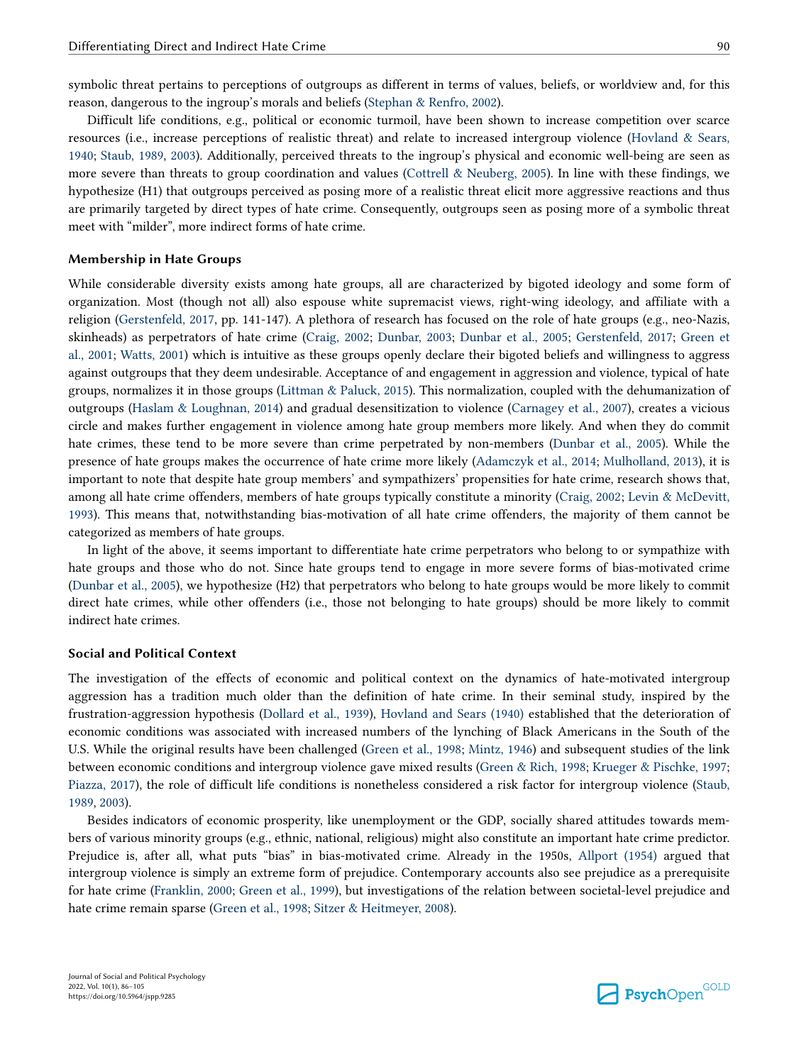symbolic threat pertains to perceptions of outgroups as different in terms of values, beliefs, or worldview and, for this reason, dangerous to the ingroup's morals and beliefs (Stephan & Renfro, 2002).

Difficult life conditions, e.g., political or economic turmoil, have been shown to increase competition over scarce resources (i.e., increase perceptions of realistic threat) and relate to increased intergroup violence (Hovland & Sears, 1940; Staub, 1989, 2003). Additionally, perceived threats to the ingroup's physical and economic well-being are seen as more severe than threats to group coordination and values (Cottrell & Neuberg, 2005). In line with these findings, we hypothesize (H1) that outgroups perceived as posing more of a realistic threat elicit more aggressive reactions and thus are primarily targeted by direct types of hate crime. Consequently, outgroups seen as posing more of a symbolic threat meet with "milder", more indirect forms of hate crime.

### Membership in Hate Groups

While considerable diversity exists among hate groups, all are characterized by bigoted ideology and some form of organization. Most (though not all) also espouse white supremacist views, right-wing ideology, and affiliate with a religion (Gerstenfeld, 2017, pp. 141-147). A plethora of research has focused on the role of hate groups (e.g., neo-Nazis, skinheads) as perpetrators of hate crime (Craig, 2002; Dunbar, 2003; Dunbar et al., 2005; Gerstenfeld, 2017; Green et al., 2001; Watts, 2001) which is intuitive as these groups openly declare their bigoted beliefs and willingness to aggress against outgroups that they deem undesirable. Acceptance of and engagement in aggression and violence, typical of hate groups, normalizes it in those groups (Littman & Paluck, 2015). This normalization, coupled with the dehumanization of outgroups (Haslam & Loughnan, 2014) and gradual desensitization to violence (Carnagey et al., 2007), creates a vicious circle and makes further engagement in violence among hate group members more likely. And when they do commit hate crimes, these tend to be more severe than crime perpetrated by non-members (Dunbar et al., 2005). While the presence of hate groups makes the occurrence of hate crime more likely (Adamczyk et al., 2014; Mulholland, 2013), it is important to note that despite hate group members' and sympathizers' propensities for hate crime, research shows that, among all hate crime offenders, members of hate groups typically constitute a minority (Craig, 2002; Levin & McDevitt, 1993). This means that, notwithstanding bias-motivation of all hate crime offenders, the majority of them cannot be categorized as members of hate groups.

In light of the above, it seems important to differentiate hate crime perpetrators who belong to or sympathize with hate groups and those who do not. Since hate groups tend to engage in more severe forms of bias-motivated crime (Dunbar et al., 2005), we hypothesize (H2) that perpetrators who belong to hate groups would be more likely to commit direct hate crimes, while other offenders (i.e., those not belonging to hate groups) should be more likely to commit indirect hate crimes.

### Social and Political Context

The investigation of the effects of economic and political context on the dynamics of hate-motivated intergroup aggression has a tradition much older than the definition of hate crime. In their seminal study, inspired by the frustration-aggression hypothesis (Dollard et al., 1939), Hovland and Sears (1940) established that the deterioration of economic conditions was associated with increased numbers of the lynching of Black Americans in the South of the U.S. While the original results have been challenged (Green et al., 1998; Mintz, 1946) and subsequent studies of the link between economic conditions and intergroup violence gave mixed results (Green & Rich, 1998; Krueger & Pischke, 1997; Piazza, 2017), the role of difficult life conditions is nonetheless considered a risk factor for intergroup violence (Staub, 1989, 2003).

Besides indicators of economic prosperity, like unemployment or the GDP, socially shared attitudes towards members of various minority groups (e.g., ethnic, national, religious) might also constitute an important hate crime predictor. Prejudice is, after all, what puts "bias" in bias-motivated crime. Already in the 1950s, Allport (1954) argued that intergroup violence is simply an extreme form of prejudice. Contemporary accounts also see prejudice as a prerequisite for hate crime (Franklin, 2000; Green et al., 1999), but investigations of the relation between societal-level prejudice and hate crime remain sparse (Green et al., 1998; Sitzer & Heitmeyer, 2008).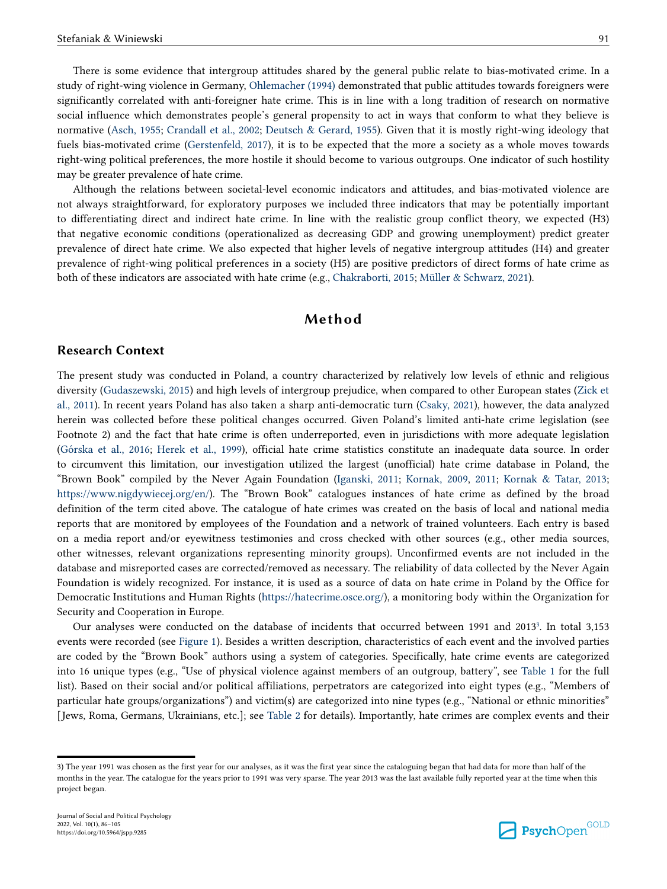There is some evidence that intergroup attitudes shared by the general public relate to bias-motivated crime. In a study of right-wing violence in Germany, Ohlemacher (1994) demonstrated that public attitudes towards foreigners were significantly correlated with anti-foreigner hate crime. This is in line with a long tradition of research on normative social influence which demonstrates people's general propensity to act in ways that conform to what they believe is normative (Asch, 1955; Crandall et al., 2002; Deutsch & Gerard, 1955). Given that it is mostly right-wing ideology that fuels bias-motivated crime (Gerstenfeld, 2017), it is to be expected that the more a society as a whole moves towards right-wing political preferences, the more hostile it should become to various outgroups. One indicator of such hostility may be greater prevalence of hate crime.

Although the relations between societal-level economic indicators and attitudes, and bias-motivated violence are not always straightforward, for exploratory purposes we included three indicators that may be potentially important to differentiating direct and indirect hate crime. In line with the realistic group conflict theory, we expected (H3) that negative economic conditions (operationalized as decreasing GDP and growing unemployment) predict greater prevalence of direct hate crime. We also expected that higher levels of negative intergroup attitudes (H4) and greater prevalence of right-wing political preferences in a society (H5) are positive predictors of direct forms of hate crime as both of these indicators are associated with hate crime (e.g., Chakraborti, 2015; Müller & Schwarz, 2021).

# Method

## Research Context

The present study was conducted in Poland, a country characterized by relatively low levels of ethnic and religious diversity (Gudaszewski, 2015) and high levels of intergroup prejudice, when compared to other European states (Zick et al., 2011). In recent years Poland has also taken a sharp anti-democratic turn (Csaky, 2021), however, the data analyzed herein was collected before these political changes occurred. Given Poland's limited anti-hate crime legislation (see Footnote 2) and the fact that hate crime is often underreported, even in jurisdictions with more adequate legislation (Górska et al., 2016; Herek et al., 1999), official hate crime statistics constitute an inadequate data source. In order to circumvent this limitation, our investigation utilized the largest (unofficial) hate crime database in Poland, the "Brown Book" compiled by the Never Again Foundation (Iganski, 2011; Kornak, 2009, 2011; Kornak & Tatar, 2013; https://www.nigdywiecej.org/en/). The "Brown Book" catalogues instances of hate crime as defined by the broad definition of the term cited above. The catalogue of hate crimes was created on the basis of local and national media reports that are monitored by employees of the Foundation and a network of trained volunteers. Each entry is based on a media report and/or eyewitness testimonies and cross checked with other sources (e.g., other media sources, other witnesses, relevant organizations representing minority groups). Unconfirmed events are not included in the database and misreported cases are corrected/removed as necessary. The reliability of data collected by the Never Again Foundation is widely recognized. For instance, it is used as a source of data on hate crime in Poland by the Office for Democratic Institutions and Human Rights (https://hatecrime.osce.org/), a monitoring body within the Organization for Security and Cooperation in Europe.

Our analyses were conducted on the database of incidents that occurred between 1991 and 2013[3]. In total 3,153 events were recorded (see Figure 1). Besides a written description, characteristics of each event and the involved parties are coded by the "Brown Book" authors using a system of categories. Specifically, hate crime events are categorized into 16 unique types (e.g., "Use of physical violence against members of an outgroup, battery", see Table 1 for the full list). Based on their social and/or political affiliations, perpetrators are categorized into eight types (e.g., "Members of particular hate groups/organizations") and victim(s) are categorized into nine types (e.g., "National or ethnic minorities" [Jews, Roma, Germans, Ukrainians, etc.]; see Table 2 for details). Importantly, hate crimes are complex events and their

3) The year 1991 was chosen as the first year for our analyses, as it was the first year since the cataloguing began that had data for more than half of the months in the year. The catalogue for the years prior to 1991 was very sparse. The year 2013 was the last available fully reported year at the time when this project began.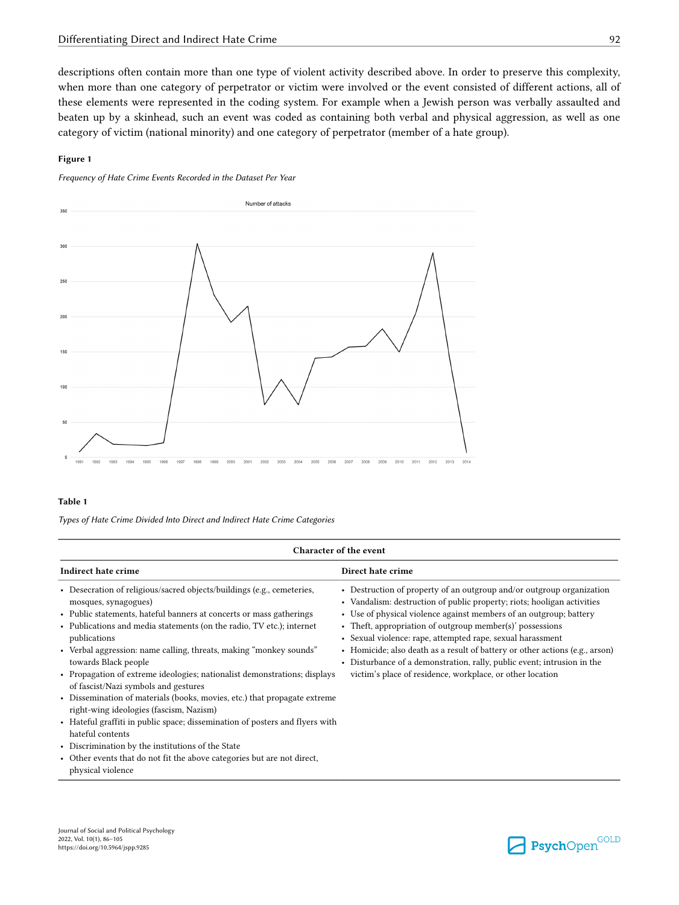descriptions often contain more than one type of violent activity described above. In order to preserve this complexity, when more than one category of perpetrator or victim were involved or the event consisted of different actions, all of these elements were represented in the coding system. For example when a Jewish person was verbally assaulted and beaten up by a skinhead, such an event was coded as containing both verbal and physical aggression, as well as one category of victim (national minority) and one category of perpetrator (member of a hate group).

**Figure 1**

*Frequency of Hate Crime Events Recorded in the Dataset Per Year*

**Table 1**

*Types of Hate Crime Divided Into Direct and Indirect Hate Crime Categories*

| Character of the event | |
|---|---|
| **Indirect hate crime** | **Direct hate crime** |
| • Desecration of religious/sacred objects/buildings (e.g., cemeteries, mosques, synagogues)<br>• Public statements, hateful banners at concerts or mass gatherings<br>• Publications and media statements (on the radio, TV etc.); internet publications<br>• Verbal aggression: name calling, threats, making "monkey sounds" towards Black people<br>• Propagation of extreme ideologies; nationalist demonstrations; displays of fascist/Nazi symbols and gestures<br>• Dissemination of materials (books, movies, etc.) that propagate extreme right-wing ideologies (fascism, Nazism)<br>• Hateful graffiti in public space; dissemination of posters and flyers with hateful contents<br>• Discrimination by the institutions of the State<br>• Other events that do not fit the above categories but are not direct, physical violence | • Destruction of property of an outgroup and/or outgroup organization<br>• Vandalism: destruction of public property; riots; hooligan activities<br>• Use of physical violence against members of an outgroup; battery<br>• Theft, appropriation of outgroup member(s)' possessions<br>• Sexual violence: rape, attempted rape, sexual harassment<br>• Homicide; also death as a result of battery or other actions (e.g., arson)<br>• Disturbance of a demonstration, rally, public event; intrusion in the victim's place of residence, workplace, or other location |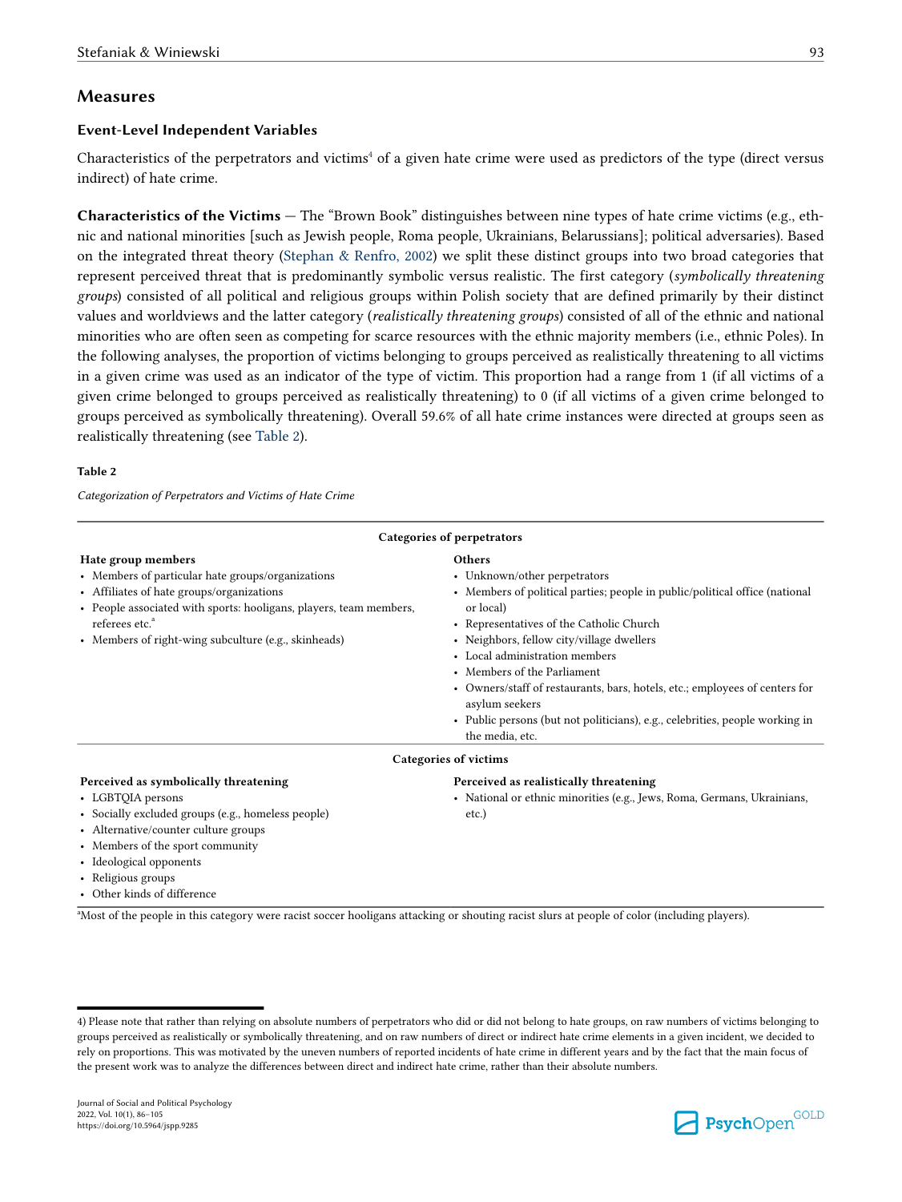## Measures

### Event-Level Independent Variables

Characteristics of the perpetrators and victims[4] of a given hate crime were used as predictors of the type (direct versus indirect) of hate crime.

**Characteristics of the Victims** — The "Brown Book" distinguishes between nine types of hate crime victims (e.g., ethnic and national minorities [such as Jewish people, Roma people, Ukrainians, Belarussians]; political adversaries). Based on the integrated threat theory (Stephan & Renfro, 2002) we split these distinct groups into two broad categories that represent perceived threat that is predominantly symbolic versus realistic. The first category (*symbolically threatening groups*) consisted of all political and religious groups within Polish society that are defined primarily by their distinct values and worldviews and the latter category (*realistically threatening groups*) consisted of all of the ethnic and national minorities who are often seen as competing for scarce resources with the ethnic majority members (i.e., ethnic Poles). In the following analyses, the proportion of victims belonging to groups perceived as realistically threatening to all victims in a given crime was used as an indicator of the type of victim. This proportion had a range from 1 (if all victims of a given crime belonged to groups perceived as realistically threatening) to 0 (if all victims of a given crime belonged to groups perceived as symbolically threatening). Overall 59.6% of all hate crime instances were directed at groups seen as realistically threatening (see Table 2).

**Table 2**

*Categorization of Perpetrators and Victims of Hate Crime*

| Categories of perpetrators | |
|---|---|
| **Hate group members** | **Others** |
| • Members of particular hate groups/organizations<br>• Affiliates of hate groups/organizations<br>• People associated with sports: hooligans, players, team members, referees etc.[a]<br>• Members of right-wing subculture (e.g., skinheads) | • Unknown/other perpetrators<br>• Members of political parties; people in public/political office (national or local)<br>• Representatives of the Catholic Church<br>• Neighbors, fellow city/village dwellers<br>• Local administration members<br>• Members of the Parliament<br>• Owners/staff of restaurants, bars, hotels, etc.; employees of centers for asylum seekers<br>• Public persons (but not politicians), e.g., celebrities, people working in the media, etc. |
| **Categories of victims** | |
| **Perceived as symbolically threatening** | **Perceived as realistically threatening** |
| • LGBTQIA persons<br>• Socially excluded groups (e.g., homeless people)<br>• Alternative/counter culture groups<br>• Members of the sport community<br>• Ideological opponents<br>• Religious groups<br>• Other kinds of difference | • National or ethnic minorities (e.g., Jews, Roma, Germans, Ukrainians, etc.) |

[a]Most of the people in this category were racist soccer hooligans attacking or shouting racist slurs at people of color (including players).

4) Please note that rather than relying on absolute numbers of perpetrators who did or did not belong to hate groups, on raw numbers of victims belonging to groups perceived as realistically or symbolically threatening, and on raw numbers of direct or indirect hate crime elements in a given incident, we decided to rely on proportions. This was motivated by the uneven numbers of reported incidents of hate crime in different years and by the fact that the main focus of the present work was to analyze the differences between direct and indirect hate crime, rather than their absolute numbers.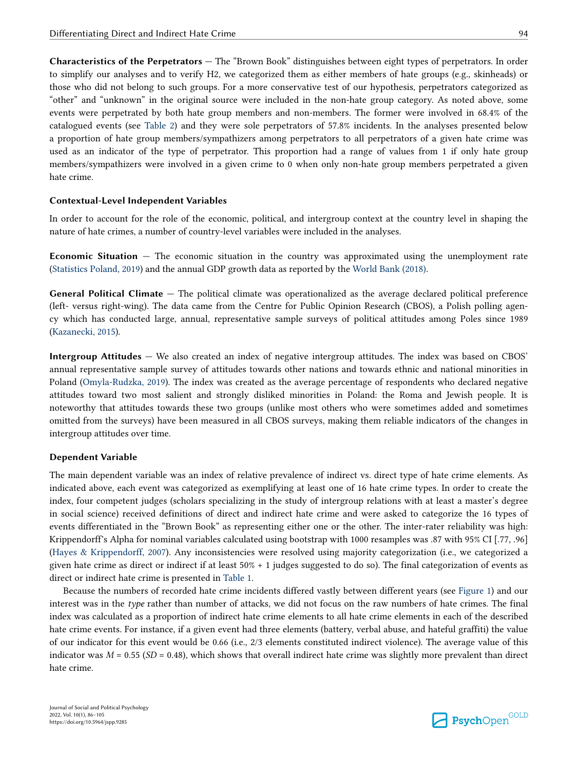**Characteristics of the Perpetrators** — The "Brown Book" distinguishes between eight types of perpetrators. In order to simplify our analyses and to verify H2, we categorized them as either members of hate groups (e.g., skinheads) or those who did not belong to such groups. For a more conservative test of our hypothesis, perpetrators categorized as "other" and "unknown" in the original source were included in the non-hate group category. As noted above, some events were perpetrated by both hate group members and non-members. The former were involved in 68.4% of the catalogued events (see Table 2) and they were sole perpetrators of 57.8% incidents. In the analyses presented below a proportion of hate group members/sympathizers among perpetrators to all perpetrators of a given hate crime was used as an indicator of the type of perpetrator. This proportion had a range of values from 1 if only hate group members/sympathizers were involved in a given crime to 0 when only non-hate group members perpetrated a given hate crime.

### Contextual-Level Independent Variables

In order to account for the role of the economic, political, and intergroup context at the country level in shaping the nature of hate crimes, a number of country-level variables were included in the analyses.

**Economic Situation** — The economic situation in the country was approximated using the unemployment rate (Statistics Poland, 2019) and the annual GDP growth data as reported by the World Bank (2018).

**General Political Climate** — The political climate was operationalized as the average declared political preference (left- versus right-wing). The data came from the Centre for Public Opinion Research (CBOS), a Polish polling agency which has conducted large, annual, representative sample surveys of political attitudes among Poles since 1989 (Kazanecki, 2015).

**Intergroup Attitudes** — We also created an index of negative intergroup attitudes. The index was based on CBOS' annual representative sample survey of attitudes towards other nations and towards ethnic and national minorities in Poland (Omyla-Rudzka, 2019). The index was created as the average percentage of respondents who declared negative attitudes toward two most salient and strongly disliked minorities in Poland: the Roma and Jewish people. It is noteworthy that attitudes towards these two groups (unlike most others who were sometimes added and sometimes omitted from the surveys) have been measured in all CBOS surveys, making them reliable indicators of the changes in intergroup attitudes over time.

### Dependent Variable

The main dependent variable was an index of relative prevalence of indirect vs. direct type of hate crime elements. As indicated above, each event was categorized as exemplifying at least one of 16 hate crime types. In order to create the index, four competent judges (scholars specializing in the study of intergroup relations with at least a master's degree in social science) received definitions of direct and indirect hate crime and were asked to categorize the 16 types of events differentiated in the "Brown Book" as representing either one or the other. The inter-rater reliability was high: Krippendorff's Alpha for nominal variables calculated using bootstrap with 1000 resamples was .87 with 95% CI [.77, .96] (Hayes & Krippendorff, 2007). Any inconsistencies were resolved using majority categorization (i.e., we categorized a given hate crime as direct or indirect if at least 50% + 1 judges suggested to do so). The final categorization of events as direct or indirect hate crime is presented in Table 1.

Because the numbers of recorded hate crime incidents differed vastly between different years (see Figure 1) and our interest was in the *type* rather than number of attacks, we did not focus on the raw numbers of hate crimes. The final index was calculated as a proportion of indirect hate crime elements to all hate crime elements in each of the described hate crime events. For instance, if a given event had three elements (battery, verbal abuse, and hateful graffiti) the value of our indicator for this event would be 0.66 (i.e., 2/3 elements constituted indirect violence). The average value of this indicator was $M$ = 0.55 ($SD$ = 0.48), which shows that overall indirect hate crime was slightly more prevalent than direct hate crime.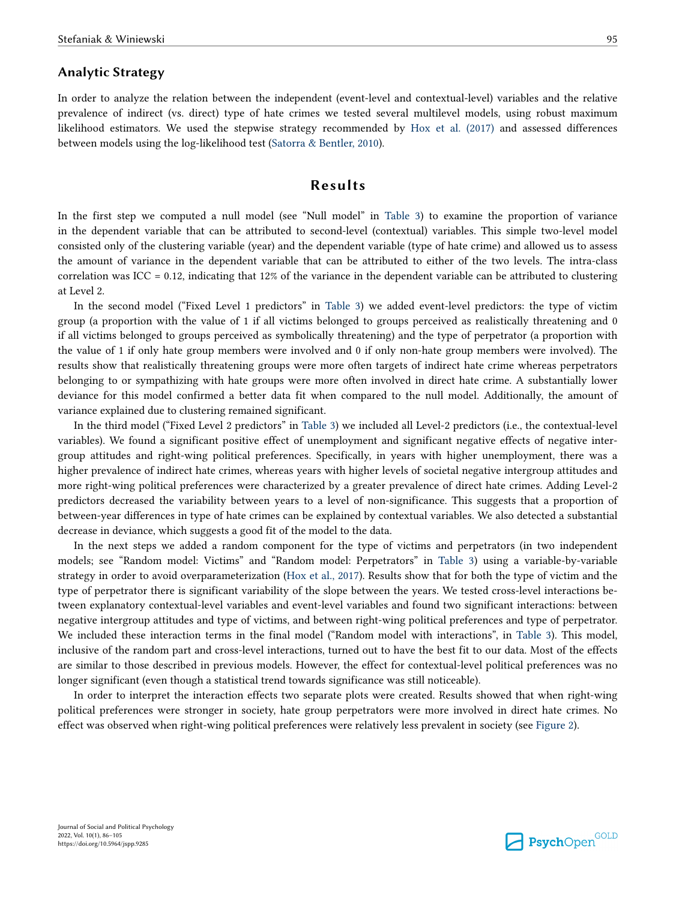## Analytic Strategy

In order to analyze the relation between the independent (event-level and contextual-level) variables and the relative prevalence of indirect (vs. direct) type of hate crimes we tested several multilevel models, using robust maximum likelihood estimators. We used the stepwise strategy recommended by Hox et al. (2017) and assessed differences between models using the log-likelihood test (Satorra & Bentler, 2010).

# Results

In the first step we computed a null model (see "Null model" in Table 3) to examine the proportion of variance in the dependent variable that can be attributed to second-level (contextual) variables. This simple two-level model consisted only of the clustering variable (year) and the dependent variable (type of hate crime) and allowed us to assess the amount of variance in the dependent variable that can be attributed to either of the two levels. The intra-class correlation was ICC = 0.12, indicating that 12% of the variance in the dependent variable can be attributed to clustering at Level 2.

In the second model ("Fixed Level 1 predictors" in Table 3) we added event-level predictors: the type of victim group (a proportion with the value of 1 if all victims belonged to groups perceived as realistically threatening and 0 if all victims belonged to groups perceived as symbolically threatening) and the type of perpetrator (a proportion with the value of 1 if only hate group members were involved and 0 if only non-hate group members were involved). The results show that realistically threatening groups were more often targets of indirect hate crime whereas perpetrators belonging to or sympathizing with hate groups were more often involved in direct hate crime. A substantially lower deviance for this model confirmed a better data fit when compared to the null model. Additionally, the amount of variance explained due to clustering remained significant.

In the third model ("Fixed Level 2 predictors" in Table 3) we included all Level-2 predictors (i.e., the contextual-level variables). We found a significant positive effect of unemployment and significant negative effects of negative intergroup attitudes and right-wing political preferences. Specifically, in years with higher unemployment, there was a higher prevalence of indirect hate crimes, whereas years with higher levels of societal negative intergroup attitudes and more right-wing political preferences were characterized by a greater prevalence of direct hate crimes. Adding Level-2 predictors decreased the variability between years to a level of non-significance. This suggests that a proportion of between-year differences in type of hate crimes can be explained by contextual variables. We also detected a substantial decrease in deviance, which suggests a good fit of the model to the data.

In the next steps we added a random component for the type of victims and perpetrators (in two independent models; see "Random model: Victims" and "Random model: Perpetrators" in Table 3) using a variable-by-variable strategy in order to avoid overparameterization (Hox et al., 2017). Results show that for both the type of victim and the type of perpetrator there is significant variability of the slope between the years. We tested cross-level interactions between explanatory contextual-level variables and event-level variables and found two significant interactions: between negative intergroup attitudes and type of victims, and between right-wing political preferences and type of perpetrator. We included these interaction terms in the final model ("Random model with interactions", in Table 3). This model, inclusive of the random part and cross-level interactions, turned out to have the best fit to our data. Most of the effects are similar to those described in previous models. However, the effect for contextual-level political preferences was no longer significant (even though a statistical trend towards significance was still noticeable).

In order to interpret the interaction effects two separate plots were created. Results showed that when right-wing political preferences were stronger in society, hate group perpetrators were more involved in direct hate crimes. No effect was observed when right-wing political preferences were relatively less prevalent in society (see Figure 2).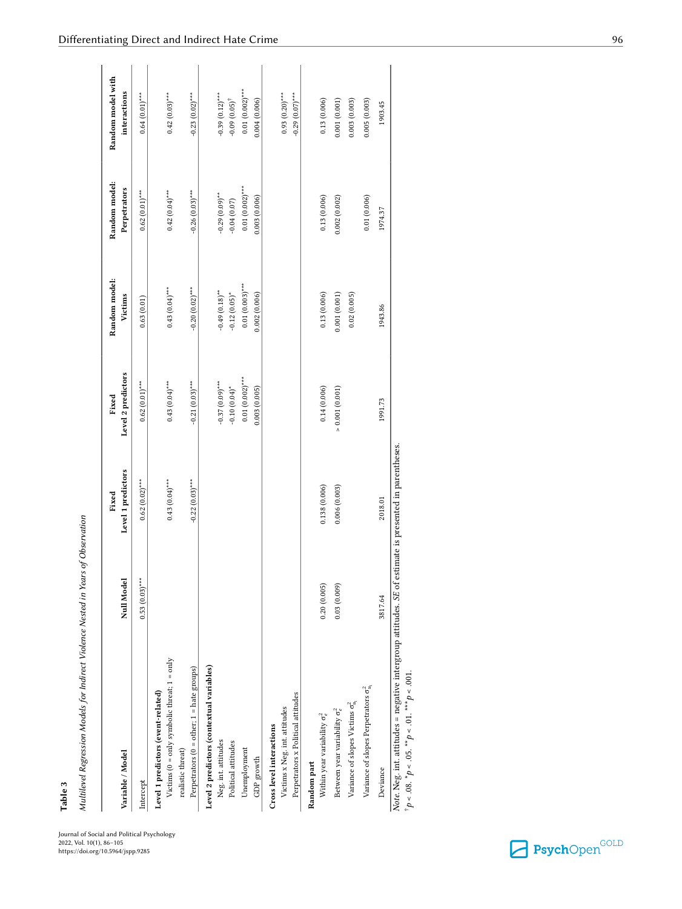**Table 3**

*Multilevel Regression Models for Indirect Violence Nested in Years of Observation*

| Variable / Model | Null Model | Fixed Level 1 predictors | Fixed Level 2 predictors | Random model: Victims | Random model: Perpetrators | Random model with interactions |
|---|---|---|---|---|---|---|
| Intercept | 0.53 (0.03)*** | 0.62 (0.02)*** | 0.62 (0.01)*** | 0.63 (0.01) | 0.62 (0.01)*** | 0.64 (0.01)*** |
| **Level 1 predictors (event-related)** | | | | | | |
| Victims (0 = only symbolic threat; 1 = only realistic threat) | | 0.43 (0.04)*** | 0.43 (0.04)*** | 0.43 (0.04)*** | 0.42 (0.04)*** | 0.42 (0.03)*** |
| Perpetrators (0 = other; 1 = hate groups) | | -0.22 (0.03)*** | -0.21 (0.03)*** | -0.20 (0.02)*** | -0.26 (0.03)*** | -0.23 (0.02)*** |
| **Level 2 predictors (contextual variables)** | | | | | | |
| Neg. int. attitudes | | | -0.37 (0.09)*** | -0.49 (0.18)** | -0.29 (0.09)** | -0.39 (0.12)*** |
| Political attitudes | | | -0.10 (0.04)* | -0.12 (0.05)* | -0.04 (0.07) | -0.09 (0.05)[†] |
| Unemployment | | | 0.01 (0.002)*** | 0.01 (0.003)*** | 0.01 (0.002)*** | 0.01 (0.002)*** |
| GDP growth | | | 0.003 (0.005) | 0.002 (0.006) | 0.003 (0.006) | 0.004 (0.006) |
| **Cross level interactions** | | | | | | |
| Victims x Neg. int. attitudes | | | | | | 0.93 (0.20)*** |
| Perpetrators x Political attitudes | | | | | | -0.29 (0.07)*** |
| **Random part** | | | | | | |
| Within year variability $\sigma^2_e$ | 0.20 (0.005) | 0.138 (0.006) | 0.14 (0.006) | 0.13 (0.006) | 0.13 (0.006) | 0.13 (0.006) |
| Between year variability $\sigma^2_\varepsilon$ | 0.03 (0.009) | 0.006 (0.003) | > 0.001 (0.001) | 0.001 (0.001) | 0.002 (0.002) | 0.001 (0.001) |
| Variance of slopes Victims $\sigma^2_{u_i}$ | | | | 0.02 (0.005) | | 0.003 (0.003) |
| Variance of slopes Perpetrators $\sigma^2_{u_i}$ | | | | | 0.01 (0.006) | 0.005 (0.003) |
| Deviance | 3817.64 | 2018.01 | 1991.73 | 1943.86 | 1974.37 | 1903.45 |

*Note.* Neg. int. attitudes = negative intergroup attitudes. *SE* of estimate is presented in parentheses.
[†]$p < .08$. *$p < .05$. **$p < .01$. ***$p < .001$.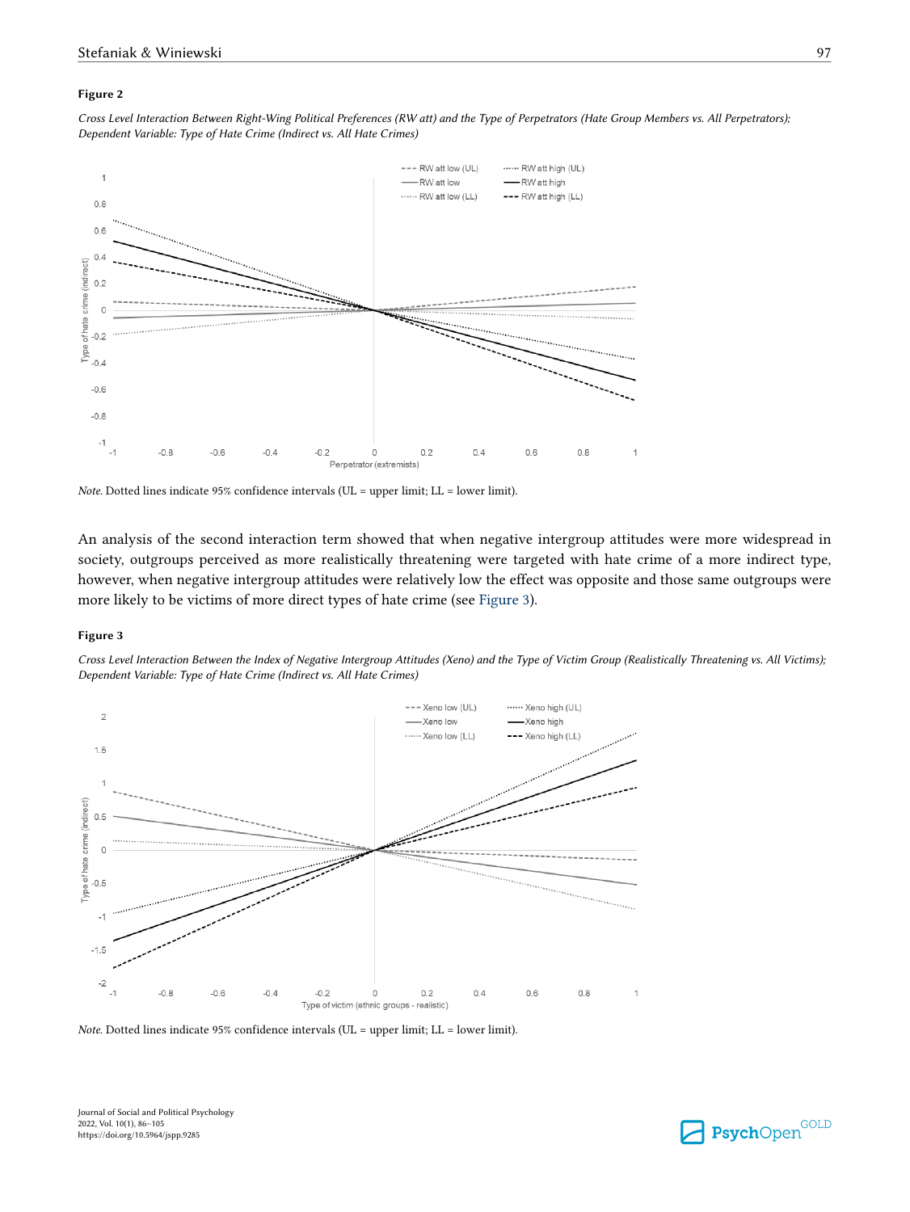**Figure 2**

*Cross Level Interaction Between Right-Wing Political Preferences (RW att) and the Type of Perpetrators (Hate Group Members vs. All Perpetrators); Dependent Variable: Type of Hate Crime (Indirect vs. All Hate Crimes)*

*Note.* Dotted lines indicate 95% confidence intervals (UL = upper limit; LL = lower limit).

An analysis of the second interaction term showed that when negative intergroup attitudes were more widespread in society, outgroups perceived as more realistically threatening were targeted with hate crime of a more indirect type, however, when negative intergroup attitudes were relatively low the effect was opposite and those same outgroups were more likely to be victims of more direct types of hate crime (see Figure 3).

**Figure 3**

*Cross Level Interaction Between the Index of Negative Intergroup Attitudes (Xeno) and the Type of Victim Group (Realistically Threatening vs. All Victims); Dependent Variable: Type of Hate Crime (Indirect vs. All Hate Crimes)*

*Note.* Dotted lines indicate 95% confidence intervals (UL = upper limit; LL = lower limit).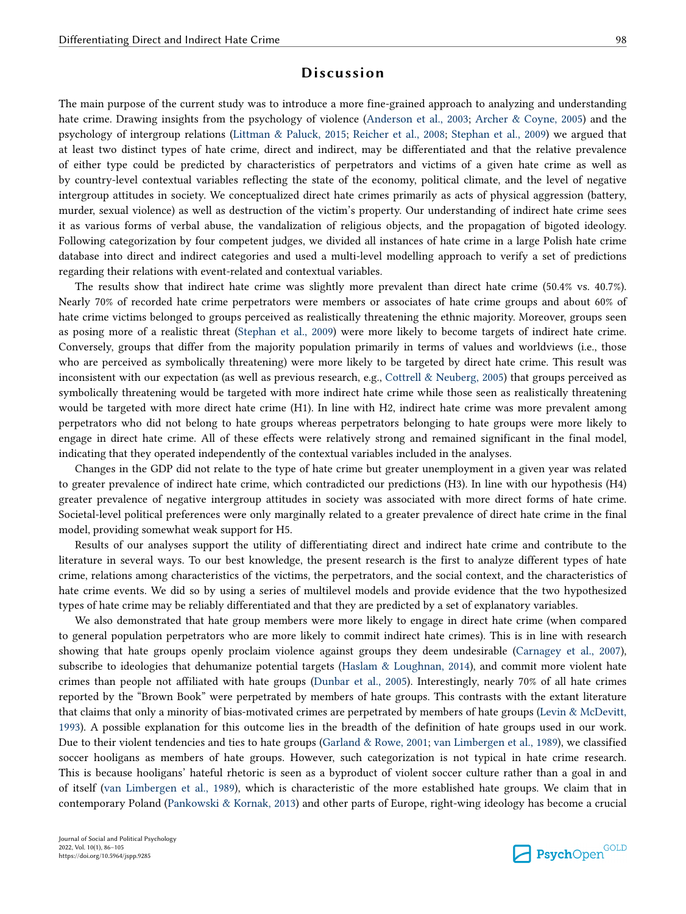## Discussion

The main purpose of the current study was to introduce a more fine-grained approach to analyzing and understanding hate crime. Drawing insights from the psychology of violence (Anderson et al., 2003; Archer & Coyne, 2005) and the psychology of intergroup relations (Littman & Paluck, 2015; Reicher et al., 2008; Stephan et al., 2009) we argued that at least two distinct types of hate crime, direct and indirect, may be differentiated and that the relative prevalence of either type could be predicted by characteristics of perpetrators and victims of a given hate crime as well as by country-level contextual variables reflecting the state of the economy, political climate, and the level of negative intergroup attitudes in society. We conceptualized direct hate crimes primarily as acts of physical aggression (battery, murder, sexual violence) as well as destruction of the victim's property. Our understanding of indirect hate crime sees it as various forms of verbal abuse, the vandalization of religious objects, and the propagation of bigoted ideology. Following categorization by four competent judges, we divided all instances of hate crime in a large Polish hate crime database into direct and indirect categories and used a multi-level modelling approach to verify a set of predictions regarding their relations with event-related and contextual variables.

The results show that indirect hate crime was slightly more prevalent than direct hate crime (50.4% vs. 40.7%). Nearly 70% of recorded hate crime perpetrators were members or associates of hate crime groups and about 60% of hate crime victims belonged to groups perceived as realistically threatening the ethnic majority. Moreover, groups seen as posing more of a realistic threat (Stephan et al., 2009) were more likely to become targets of indirect hate crime. Conversely, groups that differ from the majority population primarily in terms of values and worldviews (i.e., those who are perceived as symbolically threatening) were more likely to be targeted by direct hate crime. This result was inconsistent with our expectation (as well as previous research, e.g., Cottrell & Neuberg, 2005) that groups perceived as symbolically threatening would be targeted with more indirect hate crime while those seen as realistically threatening would be targeted with more direct hate crime (H1). In line with H2, indirect hate crime was more prevalent among perpetrators who did not belong to hate groups whereas perpetrators belonging to hate groups were more likely to engage in direct hate crime. All of these effects were relatively strong and remained significant in the final model, indicating that they operated independently of the contextual variables included in the analyses.

Changes in the GDP did not relate to the type of hate crime but greater unemployment in a given year was related to greater prevalence of indirect hate crime, which contradicted our predictions (H3). In line with our hypothesis (H4) greater prevalence of negative intergroup attitudes in society was associated with more direct forms of hate crime. Societal-level political preferences were only marginally related to a greater prevalence of direct hate crime in the final model, providing somewhat weak support for H5.

Results of our analyses support the utility of differentiating direct and indirect hate crime and contribute to the literature in several ways. To our best knowledge, the present research is the first to analyze different types of hate crime, relations among characteristics of the victims, the perpetrators, and the social context, and the characteristics of hate crime events. We did so by using a series of multilevel models and provide evidence that the two hypothesized types of hate crime may be reliably differentiated and that they are predicted by a set of explanatory variables.

We also demonstrated that hate group members were more likely to engage in direct hate crime (when compared to general population perpetrators who are more likely to commit indirect hate crimes). This is in line with research showing that hate groups openly proclaim violence against groups they deem undesirable (Carnagey et al., 2007), subscribe to ideologies that dehumanize potential targets (Haslam & Loughnan, 2014), and commit more violent hate crimes than people not affiliated with hate groups (Dunbar et al., 2005). Interestingly, nearly 70% of all hate crimes reported by the "Brown Book" were perpetrated by members of hate groups. This contrasts with the extant literature that claims that only a minority of bias-motivated crimes are perpetrated by members of hate groups (Levin & McDevitt, 1993). A possible explanation for this outcome lies in the breadth of the definition of hate groups used in our work. Due to their violent tendencies and ties to hate groups (Garland & Rowe, 2001; van Limbergen et al., 1989), we classified soccer hooligans as members of hate groups. However, such categorization is not typical in hate crime research. This is because hooligans' hateful rhetoric is seen as a byproduct of violent soccer culture rather than a goal in and of itself (van Limbergen et al., 1989), which is characteristic of the more established hate groups. We claim that in contemporary Poland (Pankowski & Kornak, 2013) and other parts of Europe, right-wing ideology has become a crucial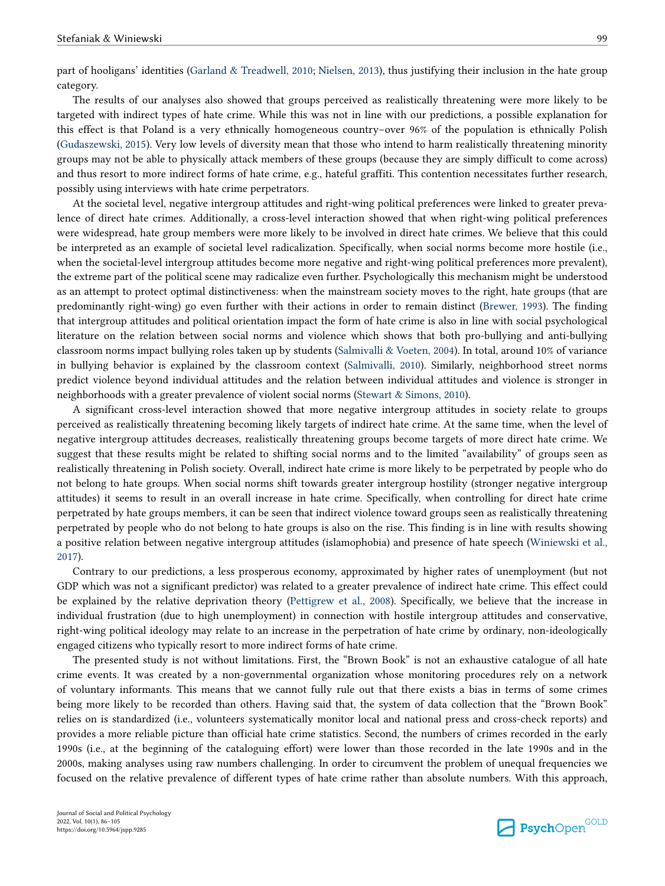part of hooligans' identities (Garland & Treadwell, 2010; Nielsen, 2013), thus justifying their inclusion in the hate group category.

The results of our analyses also showed that groups perceived as realistically threatening were more likely to be targeted with indirect types of hate crime. While this was not in line with our predictions, a possible explanation for this effect is that Poland is a very ethnically homogeneous country–over 96% of the population is ethnically Polish (Gudaszewski, 2015). Very low levels of diversity mean that those who intend to harm realistically threatening minority groups may not be able to physically attack members of these groups (because they are simply difficult to come across) and thus resort to more indirect forms of hate crime, e.g., hateful graffiti. This contention necessitates further research, possibly using interviews with hate crime perpetrators.

At the societal level, negative intergroup attitudes and right-wing political preferences were linked to greater prevalence of direct hate crimes. Additionally, a cross-level interaction showed that when right-wing political preferences were widespread, hate group members were more likely to be involved in direct hate crimes. We believe that this could be interpreted as an example of societal level radicalization. Specifically, when social norms become more hostile (i.e., when the societal-level intergroup attitudes become more negative and right-wing political preferences more prevalent), the extreme part of the political scene may radicalize even further. Psychologically this mechanism might be understood as an attempt to protect optimal distinctiveness: when the mainstream society moves to the right, hate groups (that are predominantly right-wing) go even further with their actions in order to remain distinct (Brewer, 1993). The finding that intergroup attitudes and political orientation impact the form of hate crime is also in line with social psychological literature on the relation between social norms and violence which shows that both pro-bullying and anti-bullying classroom norms impact bullying roles taken up by students (Salmivalli & Voeten, 2004). In total, around 10% of variance in bullying behavior is explained by the classroom context (Salmivalli, 2010). Similarly, neighborhood street norms predict violence beyond individual attitudes and the relation between individual attitudes and violence is stronger in neighborhoods with a greater prevalence of violent social norms (Stewart & Simons, 2010).

A significant cross-level interaction showed that more negative intergroup attitudes in society relate to groups perceived as realistically threatening becoming likely targets of indirect hate crime. At the same time, when the level of negative intergroup attitudes decreases, realistically threatening groups become targets of more direct hate crime. We suggest that these results might be related to shifting social norms and to the limited "availability" of groups seen as realistically threatening in Polish society. Overall, indirect hate crime is more likely to be perpetrated by people who do not belong to hate groups. When social norms shift towards greater intergroup hostility (stronger negative intergroup attitudes) it seems to result in an overall increase in hate crime. Specifically, when controlling for direct hate crime perpetrated by hate groups members, it can be seen that indirect violence toward groups seen as realistically threatening perpetrated by people who do not belong to hate groups is also on the rise. This finding is in line with results showing a positive relation between negative intergroup attitudes (islamophobia) and presence of hate speech (Winiewski et al., 2017).

Contrary to our predictions, a less prosperous economy, approximated by higher rates of unemployment (but not GDP which was not a significant predictor) was related to a greater prevalence of indirect hate crime. This effect could be explained by the relative deprivation theory (Pettigrew et al., 2008). Specifically, we believe that the increase in individual frustration (due to high unemployment) in connection with hostile intergroup attitudes and conservative, right-wing political ideology may relate to an increase in the perpetration of hate crime by ordinary, non-ideologically engaged citizens who typically resort to more indirect forms of hate crime.

The presented study is not without limitations. First, the "Brown Book" is not an exhaustive catalogue of all hate crime events. It was created by a non-governmental organization whose monitoring procedures rely on a network of voluntary informants. This means that we cannot fully rule out that there exists a bias in terms of some crimes being more likely to be recorded than others. Having said that, the system of data collection that the "Brown Book" relies on is standardized (i.e., volunteers systematically monitor local and national press and cross-check reports) and provides a more reliable picture than official hate crime statistics. Second, the numbers of crimes recorded in the early 1990s (i.e., at the beginning of the cataloguing effort) were lower than those recorded in the late 1990s and in the 2000s, making analyses using raw numbers challenging. In order to circumvent the problem of unequal frequencies we focused on the relative prevalence of different types of hate crime rather than absolute numbers. With this approach,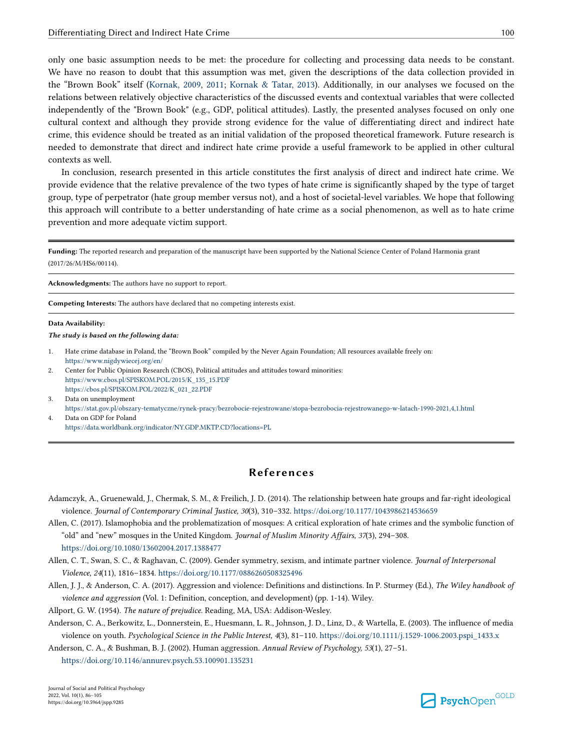only one basic assumption needs to be met: the procedure for collecting and processing data needs to be constant. We have no reason to doubt that this assumption was met, given the descriptions of the data collection provided in the "Brown Book" itself (Kornak, 2009, 2011; Kornak & Tatar, 2013). Additionally, in our analyses we focused on the relations between relatively objective characteristics of the discussed events and contextual variables that were collected independently of the "Brown Book" (e.g., GDP, political attitudes). Lastly, the presented analyses focused on only one cultural context and although they provide strong evidence for the value of differentiating direct and indirect hate crime, this evidence should be treated as an initial validation of the proposed theoretical framework. Future research is needed to demonstrate that direct and indirect hate crime provide a useful framework to be applied in other cultural contexts as well.

In conclusion, research presented in this article constitutes the first analysis of direct and indirect hate crime. We provide evidence that the relative prevalence of the two types of hate crime is significantly shaped by the type of target group, type of perpetrator (hate group member versus not), and a host of societal-level variables. We hope that following this approach will contribute to a better understanding of hate crime as a social phenomenon, as well as to hate crime prevention and more adequate victim support.

---

**Funding:** The reported research and preparation of the manuscript have been supported by the National Science Center of Poland Harmonia grant (2017/26/M/HS6/00114).

**Acknowledgments:** The authors have no support to report.

**Competing Interests:** The authors have declared that no competing interests exist.

**Data Availability:**

***The study is based on the following data:***

1. Hate crime database in Poland, the "Brown Book" compiled by the Never Again Foundation; All resources available freely on: https://www.nigdywiecej.org/en/
2. Center for Public Opinion Research (CBOS), Political attitudes and attitudes toward minorities: https://www.cbos.pl/SPISKOM.POL/2015/K_135_15.PDF https://cbos.pl/SPISKOM.POL/2022/K_021_22.PDF
3. Data on unemployment https://stat.gov.pl/obszary-tematyczne/rynek-pracy/bezrobocie-rejestrowane/stopa-bezrobocia-rejestrowanego-w-latach-1990-2021,4,1.html
4. Data on GDP for Poland https://data.worldbank.org/indicator/NY.GDP.MKTP.CD?locations=PL

---

## References

Adamczyk, A., Gruenewald, J., Chermak, S. M., & Freilich, J. D. (2014). The relationship between hate groups and far-right ideological violence. *Journal of Contemporary Criminal Justice, 30*(3), 310–332. https://doi.org/10.1177/1043986214536659

Allen, C. (2017). Islamophobia and the problematization of mosques: A critical exploration of hate crimes and the symbolic function of "old" and "new" mosques in the United Kingdom. *Journal of Muslim Minority Affairs, 37*(3), 294–308. https://doi.org/10.1080/13602004.2017.1388477

Allen, C. T., Swan, S. C., & Raghavan, C. (2009). Gender symmetry, sexism, and intimate partner violence. *Journal of Interpersonal Violence, 24*(11), 1816–1834. https://doi.org/10.1177/0886260508325496

Allen, J. J., & Anderson, C. A. (2017). Aggression and violence: Definitions and distinctions. In P. Sturmey (Ed.), *The Wiley handbook of violence and aggression* (Vol. 1: Definition, conception, and development) (pp. 1-14). Wiley.

Allport, G. W. (1954). *The nature of prejudice.* Reading, MA, USA: Addison-Wesley.

Anderson, C. A., Berkowitz, L., Donnerstein, E., Huesmann, L. R., Johnson, J. D., Linz, D., & Wartella, E. (2003). The influence of media violence on youth. *Psychological Science in the Public Interest, 4*(3), 81–110. https://doi.org/10.1111/j.1529-1006.2003.pspi_1433.x

Anderson, C. A., & Bushman, B. J. (2002). Human aggression. *Annual Review of Psychology, 53*(1), 27–51. https://doi.org/10.1146/annurev.psych.53.100901.135231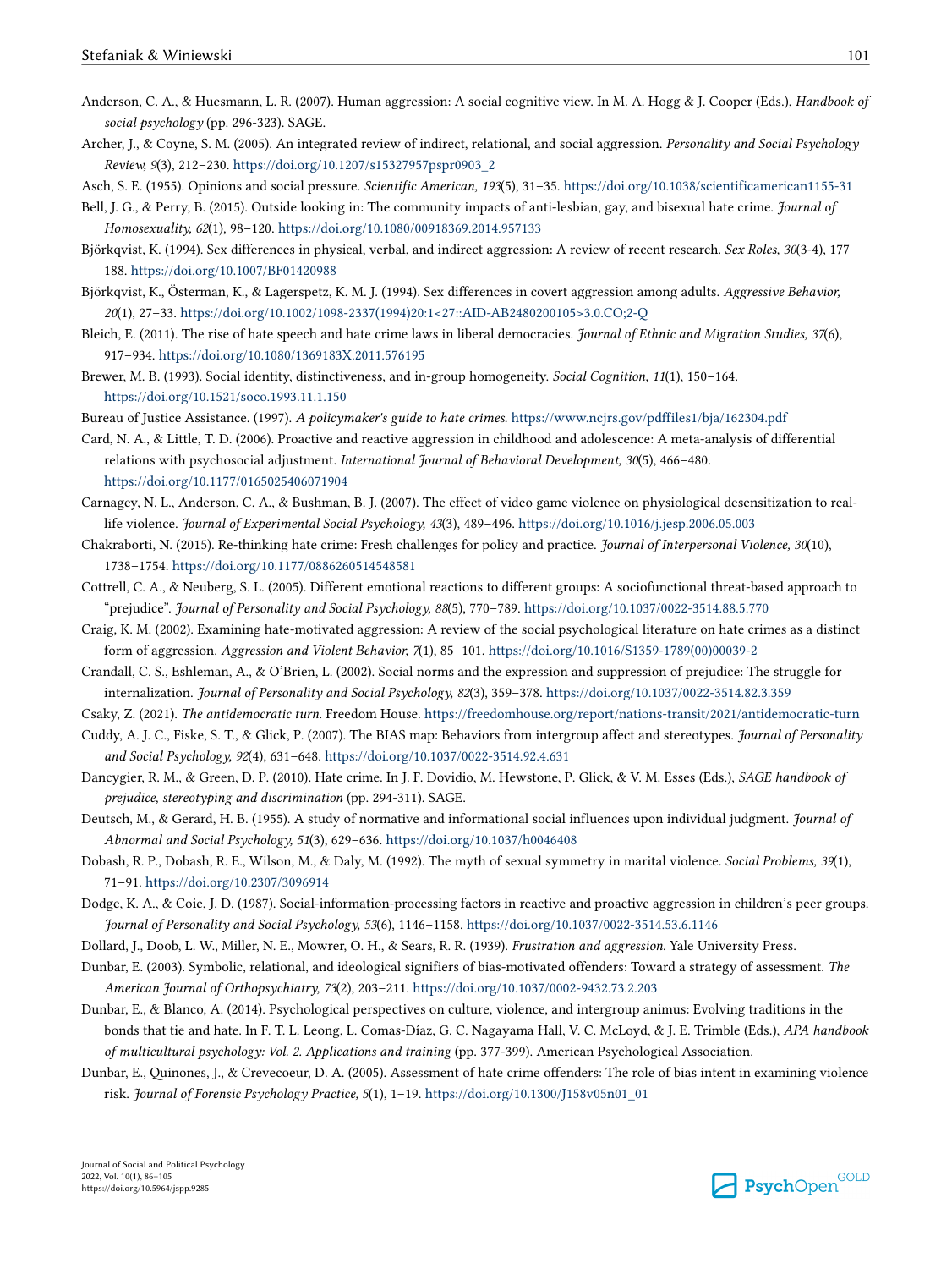Anderson, C. A., & Huesmann, L. R. (2007). Human aggression: A social cognitive view. In M. A. Hogg & J. Cooper (Eds.), *Handbook of social psychology* (pp. 296-323). SAGE.

Archer, J., & Coyne, S. M. (2005). An integrated review of indirect, relational, and social aggression. *Personality and Social Psychology Review, 9*(3), 212–230. https://doi.org/10.1207/s15327957pspr0903_2

Asch, S. E. (1955). Opinions and social pressure. *Scientific American, 193*(5), 31–35. https://doi.org/10.1038/scientificamerican1155-31

Bell, J. G., & Perry, B. (2015). Outside looking in: The community impacts of anti-lesbian, gay, and bisexual hate crime. *Journal of Homosexuality, 62*(1), 98–120. https://doi.org/10.1080/00918369.2014.957133

Björkqvist, K. (1994). Sex differences in physical, verbal, and indirect aggression: A review of recent research. *Sex Roles, 30*(3-4), 177–188. https://doi.org/10.1007/BF01420988

Björkqvist, K., Österman, K., & Lagerspetz, K. M. J. (1994). Sex differences in covert aggression among adults. *Aggressive Behavior, 20*(1), 27–33. https://doi.org/10.1002/1098-2337(1994)20:1<27::AID-AB2480200105>3.0.CO;2-Q

Bleich, E. (2011). The rise of hate speech and hate crime laws in liberal democracies. *Journal of Ethnic and Migration Studies, 37*(6), 917–934. https://doi.org/10.1080/1369183X.2011.576195

Brewer, M. B. (1993). Social identity, distinctiveness, and in-group homogeneity. *Social Cognition, 11*(1), 150–164. https://doi.org/10.1521/soco.1993.11.1.150

Bureau of Justice Assistance. (1997). *A policymaker's guide to hate crimes*. https://www.ncjrs.gov/pdffiles1/bja/162304.pdf

Card, N. A., & Little, T. D. (2006). Proactive and reactive aggression in childhood and adolescence: A meta-analysis of differential relations with psychosocial adjustment. *International Journal of Behavioral Development, 30*(5), 466–480. https://doi.org/10.1177/0165025406071904

Carnagey, N. L., Anderson, C. A., & Bushman, B. J. (2007). The effect of video game violence on physiological desensitization to real-life violence. *Journal of Experimental Social Psychology, 43*(3), 489–496. https://doi.org/10.1016/j.jesp.2006.05.003

Chakraborti, N. (2015). Re-thinking hate crime: Fresh challenges for policy and practice. *Journal of Interpersonal Violence, 30*(10), 1738–1754. https://doi.org/10.1177/0886260514548581

Cottrell, C. A., & Neuberg, S. L. (2005). Different emotional reactions to different groups: A sociofunctional threat-based approach to "prejudice". *Journal of Personality and Social Psychology, 88*(5), 770–789. https://doi.org/10.1037/0022-3514.88.5.770

Craig, K. M. (2002). Examining hate-motivated aggression: A review of the social psychological literature on hate crimes as a distinct form of aggression. *Aggression and Violent Behavior, 7*(1), 85–101. https://doi.org/10.1016/S1359-1789(00)00039-2

Crandall, C. S., Eshleman, A., & O'Brien, L. (2002). Social norms and the expression and suppression of prejudice: The struggle for internalization. *Journal of Personality and Social Psychology, 82*(3), 359–378. https://doi.org/10.1037/0022-3514.82.3.359

Csaky, Z. (2021). *The antidemocratic turn*. Freedom House. https://freedomhouse.org/report/nations-transit/2021/antidemocratic-turn

Cuddy, A. J. C., Fiske, S. T., & Glick, P. (2007). The BIAS map: Behaviors from intergroup affect and stereotypes. *Journal of Personality and Social Psychology, 92*(4), 631–648. https://doi.org/10.1037/0022-3514.92.4.631

Dancygier, R. M., & Green, D. P. (2010). Hate crime. In J. F. Dovidio, M. Hewstone, P. Glick, & V. M. Esses (Eds.), *SAGE handbook of prejudice, stereotyping and discrimination* (pp. 294-311). SAGE.

Deutsch, M., & Gerard, H. B. (1955). A study of normative and informational social influences upon individual judgment. *Journal of Abnormal and Social Psychology, 51*(3), 629–636. https://doi.org/10.1037/h0046408

Dobash, R. P., Dobash, R. E., Wilson, M., & Daly, M. (1992). The myth of sexual symmetry in marital violence. *Social Problems, 39*(1), 71–91. https://doi.org/10.2307/3096914

Dodge, K. A., & Coie, J. D. (1987). Social-information-processing factors in reactive and proactive aggression in children's peer groups. *Journal of Personality and Social Psychology, 53*(6), 1146–1158. https://doi.org/10.1037/0022-3514.53.6.1146

Dollard, J., Doob, L. W., Miller, N. E., Mowrer, O. H., & Sears, R. R. (1939). *Frustration and aggression*. Yale University Press.

Dunbar, E. (2003). Symbolic, relational, and ideological signifiers of bias-motivated offenders: Toward a strategy of assessment. *The American Journal of Orthopsychiatry, 73*(2), 203–211. https://doi.org/10.1037/0002-9432.73.2.203

Dunbar, E., & Blanco, A. (2014). Psychological perspectives on culture, violence, and intergroup animus: Evolving traditions in the bonds that tie and hate. In F. T. L. Leong, L. Comas-Díaz, G. C. Nagayama Hall, V. C. McLoyd, & J. E. Trimble (Eds.), *APA handbook of multicultural psychology: Vol. 2. Applications and training* (pp. 377-399). American Psychological Association.

Dunbar, E., Quinones, J., & Crevecoeur, D. A. (2005). Assessment of hate crime offenders: The role of bias intent in examining violence risk. *Journal of Forensic Psychology Practice, 5*(1), 1–19. https://doi.org/10.1300/J158v05n01_01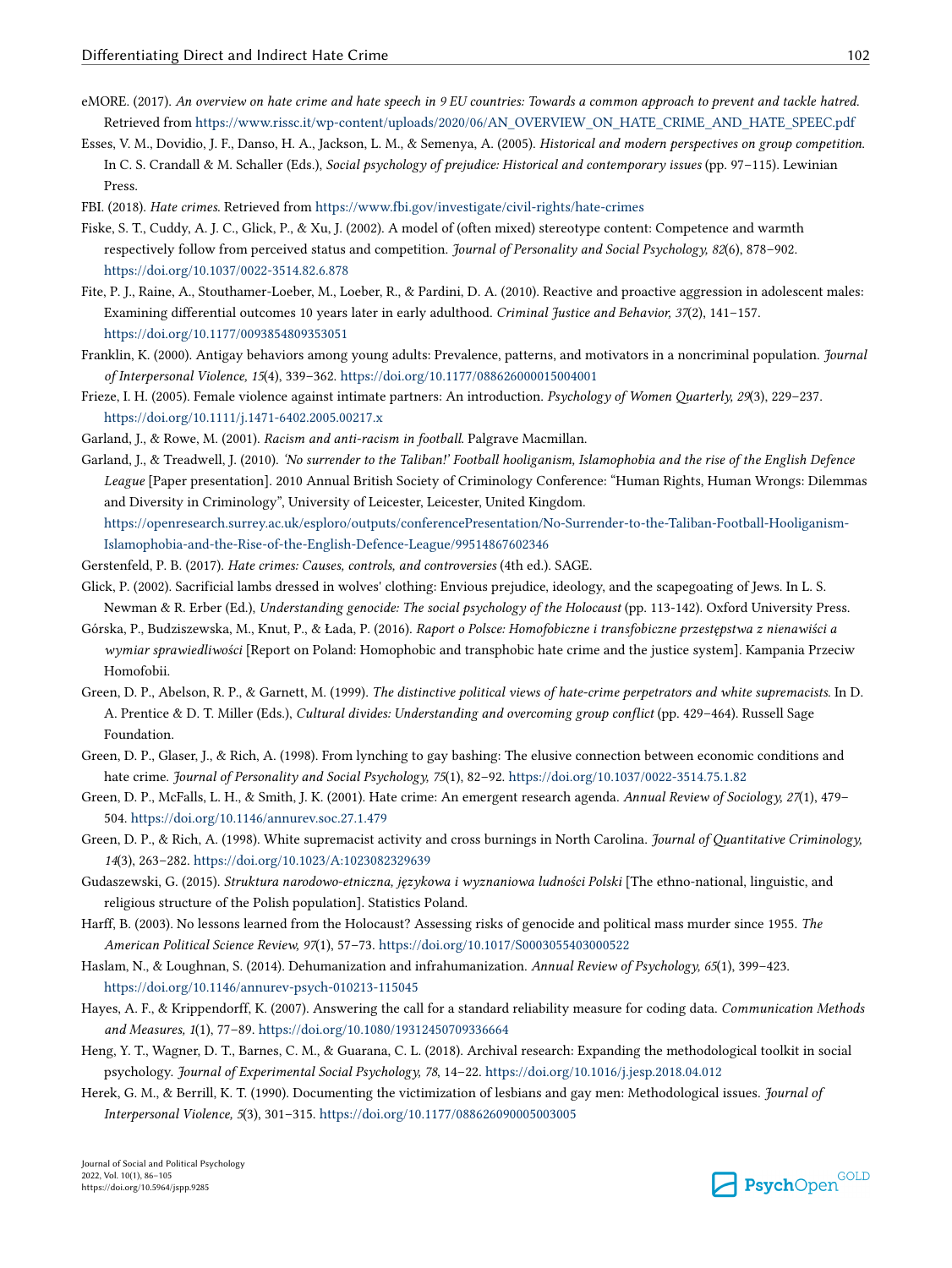eMORE. (2017). *An overview on hate crime and hate speech in 9 EU countries: Towards a common approach to prevent and tackle hatred.* Retrieved from https://www.rissc.it/wp-content/uploads/2020/06/AN_OVERVIEW_ON_HATE_CRIME_AND_HATE_SPEEC.pdf

Esses, V. M., Dovidio, J. F., Danso, H. A., Jackson, L. M., & Semenya, A. (2005). *Historical and modern perspectives on group competition.* In C. S. Crandall & M. Schaller (Eds.), *Social psychology of prejudice: Historical and contemporary issues* (pp. 97–115). Lewinian Press.

FBI. (2018). *Hate crimes.* Retrieved from https://www.fbi.gov/investigate/civil-rights/hate-crimes

Fiske, S. T., Cuddy, A. J. C., Glick, P., & Xu, J. (2002). A model of (often mixed) stereotype content: Competence and warmth respectively follow from perceived status and competition. *Journal of Personality and Social Psychology, 82*(6), 878–902. https://doi.org/10.1037/0022-3514.82.6.878

Fite, P. J., Raine, A., Stouthamer-Loeber, M., Loeber, R., & Pardini, D. A. (2010). Reactive and proactive aggression in adolescent males: Examining differential outcomes 10 years later in early adulthood. *Criminal Justice and Behavior, 37*(2), 141–157. https://doi.org/10.1177/0093854809353051

Franklin, K. (2000). Antigay behaviors among young adults: Prevalence, patterns, and motivators in a noncriminal population. *Journal of Interpersonal Violence, 15*(4), 339–362. https://doi.org/10.1177/088626000015004001

Frieze, I. H. (2005). Female violence against intimate partners: An introduction. *Psychology of Women Quarterly, 29*(3), 229–237. https://doi.org/10.1111/j.1471-6402.2005.00217.x

Garland, J., & Rowe, M. (2001). *Racism and anti-racism in football.* Palgrave Macmillan.

Garland, J., & Treadwell, J. (2010). *'No surrender to the Taliban!' Football hooliganism, Islamophobia and the rise of the English Defence League* [Paper presentation]. 2010 Annual British Society of Criminology Conference: "Human Rights, Human Wrongs: Dilemmas and Diversity in Criminology", University of Leicester, Leicester, United Kingdom. https://openresearch.surrey.ac.uk/esploro/outputs/conferencePresentation/No-Surrender-to-the-Taliban-Football-Hooliganism-Islamophobia-and-the-Rise-of-the-English-Defence-League/99514867602346

Gerstenfeld, P. B. (2017). *Hate crimes: Causes, controls, and controversies* (4th ed.). SAGE.

Glick, P. (2002). Sacrificial lambs dressed in wolves' clothing: Envious prejudice, ideology, and the scapegoating of Jews. In L. S. Newman & R. Erber (Ed.), *Understanding genocide: The social psychology of the Holocaust* (pp. 113-142). Oxford University Press.

Górska, P., Budziszewska, M., Knut, P., & Łada, P. (2016). *Raport o Polsce: Homofobiczne i transfobiczne przestępstwa z nienawiści a wymiar sprawiedliwości* [Report on Poland: Homophobic and transphobic hate crime and the justice system]. Kampania Przeciw Homofobii.

Green, D. P., Abelson, R. P., & Garnett, M. (1999). *The distinctive political views of hate-crime perpetrators and white supremacists.* In D. A. Prentice & D. T. Miller (Eds.), *Cultural divides: Understanding and overcoming group conflict* (pp. 429–464). Russell Sage Foundation.

Green, D. P., Glaser, J., & Rich, A. (1998). From lynching to gay bashing: The elusive connection between economic conditions and hate crime. *Journal of Personality and Social Psychology, 75*(1), 82–92. https://doi.org/10.1037/0022-3514.75.1.82

Green, D. P., McFalls, L. H., & Smith, J. K. (2001). Hate crime: An emergent research agenda. *Annual Review of Sociology, 27*(1), 479–504. https://doi.org/10.1146/annurev.soc.27.1.479

Green, D. P., & Rich, A. (1998). White supremacist activity and cross burnings in North Carolina. *Journal of Quantitative Criminology, 14*(3), 263–282. https://doi.org/10.1023/A:1023082329639

Gudaszewski, G. (2015). *Struktura narodowo-etniczna, językowa i wyznaniowa ludności Polski* [The ethno-national, linguistic, and religious structure of the Polish population]. Statistics Poland.

Harff, B. (2003). No lessons learned from the Holocaust? Assessing risks of genocide and political mass murder since 1955. *The American Political Science Review, 97*(1), 57–73. https://doi.org/10.1017/S0003055403000522

Haslam, N., & Loughnan, S. (2014). Dehumanization and infrahumanization. *Annual Review of Psychology, 65*(1), 399–423. https://doi.org/10.1146/annurev-psych-010213-115045

Hayes, A. F., & Krippendorff, K. (2007). Answering the call for a standard reliability measure for coding data. *Communication Methods and Measures, 1*(1), 77–89. https://doi.org/10.1080/19312450709336664

Heng, Y. T., Wagner, D. T., Barnes, C. M., & Guarana, C. L. (2018). Archival research: Expanding the methodological toolkit in social psychology. *Journal of Experimental Social Psychology, 78*, 14–22. https://doi.org/10.1016/j.jesp.2018.04.012

Herek, G. M., & Berrill, K. T. (1990). Documenting the victimization of lesbians and gay men: Methodological issues. *Journal of Interpersonal Violence, 5*(3), 301–315. https://doi.org/10.1177/088626090005003005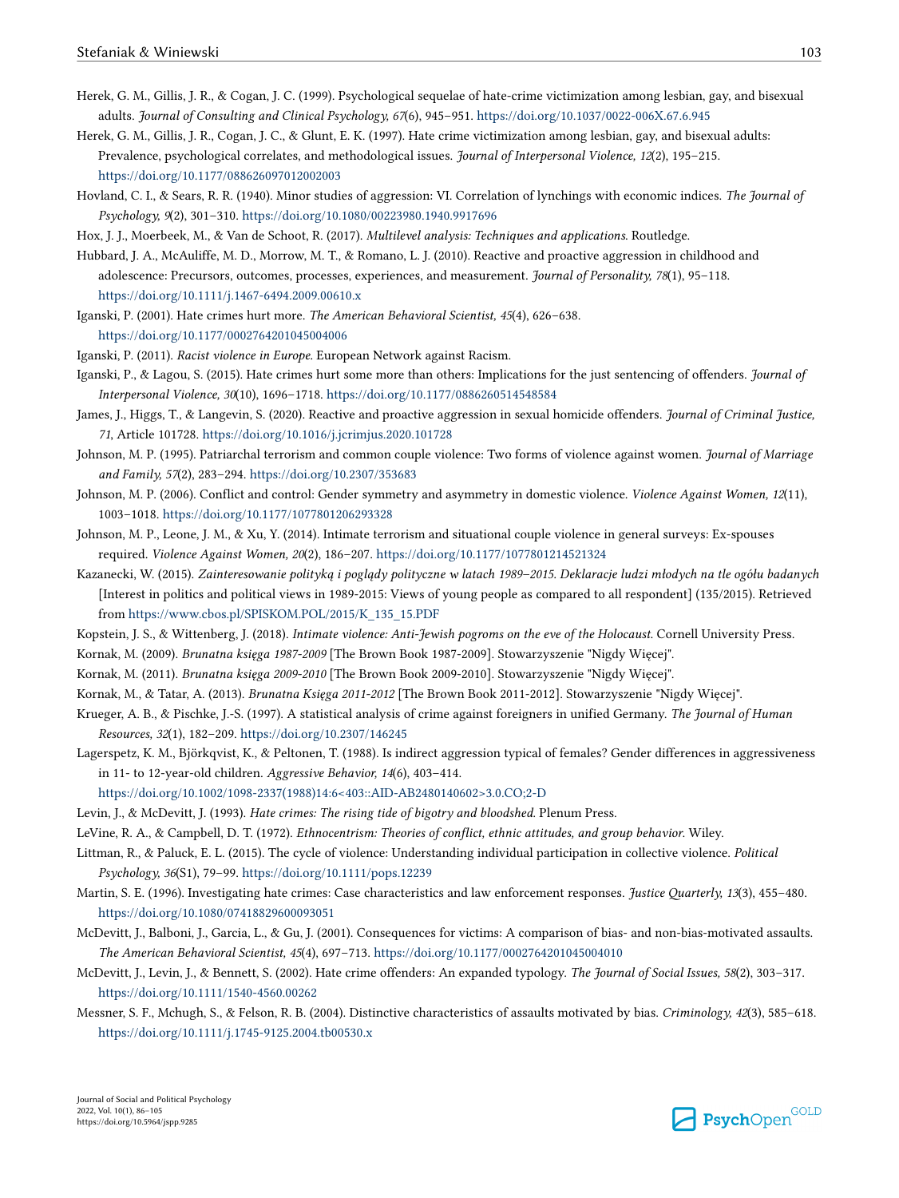Herek, G. M., Gillis, J. R., & Cogan, J. C. (1999). Psychological sequelae of hate-crime victimization among lesbian, gay, and bisexual adults. *Journal of Consulting and Clinical Psychology, 67*(6), 945–951. https://doi.org/10.1037/0022-006X.67.6.945

Herek, G. M., Gillis, J. R., Cogan, J. C., & Glunt, E. K. (1997). Hate crime victimization among lesbian, gay, and bisexual adults: Prevalence, psychological correlates, and methodological issues. *Journal of Interpersonal Violence, 12*(2), 195–215. https://doi.org/10.1177/088626097012002003

Hovland, C. I., & Sears, R. R. (1940). Minor studies of aggression: VI. Correlation of lynchings with economic indices. *The Journal of Psychology, 9*(2), 301–310. https://doi.org/10.1080/00223980.1940.9917696

Hox, J. J., Moerbeek, M., & Van de Schoot, R. (2017). *Multilevel analysis: Techniques and applications*. Routledge.

Hubbard, J. A., McAuliffe, M. D., Morrow, M. T., & Romano, L. J. (2010). Reactive and proactive aggression in childhood and adolescence: Precursors, outcomes, processes, experiences, and measurement. *Journal of Personality, 78*(1), 95–118. https://doi.org/10.1111/j.1467-6494.2009.00610.x

Iganski, P. (2001). Hate crimes hurt more. *The American Behavioral Scientist, 45*(4), 626–638. https://doi.org/10.1177/0002764201045004006

Iganski, P. (2011). *Racist violence in Europe*. European Network against Racism.

Iganski, P., & Lagou, S. (2015). Hate crimes hurt some more than others: Implications for the just sentencing of offenders. *Journal of Interpersonal Violence, 30*(10), 1696–1718. https://doi.org/10.1177/0886260514548584

James, J., Higgs, T., & Langevin, S. (2020). Reactive and proactive aggression in sexual homicide offenders. *Journal of Criminal Justice, 71*, Article 101728. https://doi.org/10.1016/j.jcrimjus.2020.101728

Johnson, M. P. (1995). Patriarchal terrorism and common couple violence: Two forms of violence against women. *Journal of Marriage and Family, 57*(2), 283–294. https://doi.org/10.2307/353683

Johnson, M. P. (2006). Conflict and control: Gender symmetry and asymmetry in domestic violence. *Violence Against Women, 12*(11), 1003–1018. https://doi.org/10.1177/1077801206293328

Johnson, M. P., Leone, J. M., & Xu, Y. (2014). Intimate terrorism and situational couple violence in general surveys: Ex-spouses required. *Violence Against Women, 20*(2), 186–207. https://doi.org/10.1177/1077801214521324

Kazanecki, W. (2015). *Zainteresowanie polityką i poglądy polityczne w latach 1989–2015. Deklaracje ludzi młodych na tle ogółu badanych* [Interest in politics and political views in 1989-2015: Views of young people as compared to all respondent] (135/2015). Retrieved from https://www.cbos.pl/SPISKOM.POL/2015/K_135_15.PDF

Kopstein, J. S., & Wittenberg, J. (2018). *Intimate violence: Anti-Jewish pogroms on the eve of the Holocaust*. Cornell University Press.

Kornak, M. (2009). *Brunatna księga 1987-2009* [The Brown Book 1987-2009]. Stowarzyszenie "Nigdy Więcej".

Kornak, M. (2011). *Brunatna księga 2009-2010* [The Brown Book 2009-2010]. Stowarzyszenie "Nigdy Więcej".

Kornak, M., & Tatar, A. (2013). *Brunatna Księga 2011-2012* [The Brown Book 2011-2012]. Stowarzyszenie "Nigdy Więcej".

Krueger, A. B., & Pischke, J.-S. (1997). A statistical analysis of crime against foreigners in unified Germany. *The Journal of Human Resources, 32*(1), 182–209. https://doi.org/10.2307/146245

Lagerspetz, K. M., Björkqvist, K., & Peltonen, T. (1988). Is indirect aggression typical of females? Gender differences in aggressiveness in 11- to 12-year-old children. *Aggressive Behavior, 14*(6), 403–414. https://doi.org/10.1002/1098-2337(1988)14:6<403::AID-AB2480140602>3.0.CO;2-D

Levin, J., & McDevitt, J. (1993). *Hate crimes: The rising tide of bigotry and bloodshed*. Plenum Press.

LeVine, R. A., & Campbell, D. T. (1972). *Ethnocentrism: Theories of conflict, ethnic attitudes, and group behavior*. Wiley.

Littman, R., & Paluck, E. L. (2015). The cycle of violence: Understanding individual participation in collective violence. *Political Psychology, 36*(S1), 79–99. https://doi.org/10.1111/pops.12239

Martin, S. E. (1996). Investigating hate crimes: Case characteristics and law enforcement responses. *Justice Quarterly, 13*(3), 455–480. https://doi.org/10.1080/07418829600093051

McDevitt, J., Balboni, J., Garcia, L., & Gu, J. (2001). Consequences for victims: A comparison of bias- and non-bias-motivated assaults. *The American Behavioral Scientist, 45*(4), 697–713. https://doi.org/10.1177/0002764201045004010

McDevitt, J., Levin, J., & Bennett, S. (2002). Hate crime offenders: An expanded typology. *The Journal of Social Issues, 58*(2), 303–317. https://doi.org/10.1111/1540-4560.00262

Messner, S. F., Mchugh, S., & Felson, R. B. (2004). Distinctive characteristics of assaults motivated by bias. *Criminology, 42*(3), 585–618. https://doi.org/10.1111/j.1745-9125.2004.tb00530.x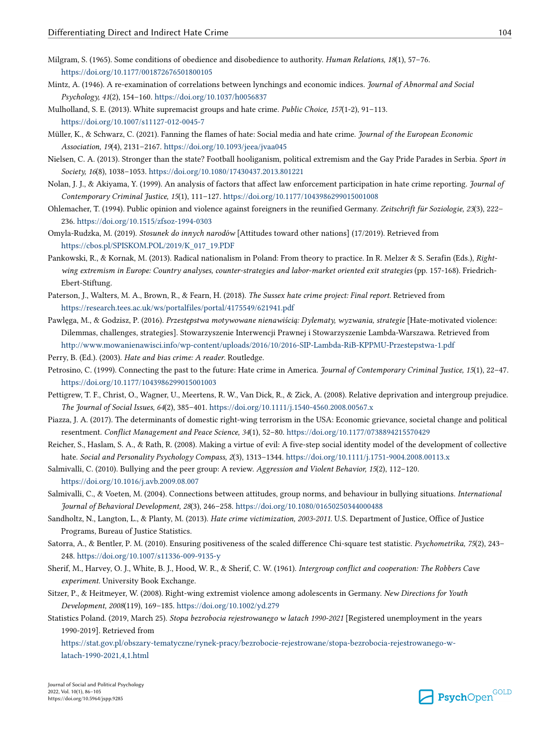Milgram, S. (1965). Some conditions of obedience and disobedience to authority. *Human Relations, 18*(1), 57–76. https://doi.org/10.1177/001872676501800105

Mintz, A. (1946). A re-examination of correlations between lynchings and economic indices. *Journal of Abnormal and Social Psychology, 41*(2), 154–160. https://doi.org/10.1037/h0056837

Mulholland, S. E. (2013). White supremacist groups and hate crime. *Public Choice, 157*(1-2), 91–113. https://doi.org/10.1007/s11127-012-0045-7

Müller, K., & Schwarz, C. (2021). Fanning the flames of hate: Social media and hate crime. *Journal of the European Economic Association, 19*(4), 2131–2167. https://doi.org/10.1093/jeea/jvaa045

Nielsen, C. A. (2013). Stronger than the state? Football hooliganism, political extremism and the Gay Pride Parades in Serbia. *Sport in Society, 16*(8), 1038–1053. https://doi.org/10.1080/17430437.2013.801221

Nolan, J. J., & Akiyama, Y. (1999). An analysis of factors that affect law enforcement participation in hate crime reporting. *Journal of Contemporary Criminal Justice, 15*(1), 111–127. https://doi.org/10.1177/1043986299015001008

Ohlemacher, T. (1994). Public opinion and violence against foreigners in the reunified Germany. *Zeitschrift für Soziologie, 23*(3), 222–236. https://doi.org/10.1515/zfsoz-1994-0303

Omyla-Rudzka, M. (2019). *Stosunek do innych narodów* [Attitudes toward other nations] (17/2019). Retrieved from https://cbos.pl/SPISKOM.POL/2019/K_017_19.PDF

Pankowski, R., & Kornak, M. (2013). Radical nationalism in Poland: From theory to practice. In R. Melzer & S. Serafin (Eds.), *Right-wing extremism in Europe: Country analyses, counter-strategies and labor-market oriented exit strategies* (pp. 157-168). Friedrich-Ebert-Stiftung.

Paterson, J., Walters, M. A., Brown, R., & Fearn, H. (2018). *The Sussex hate crime project: Final report.* Retrieved from https://research.tees.ac.uk/ws/portalfiles/portal/4175549/621941.pdf

Pawlęga, M., & Godzisz, P. (2016). *Przestępstwa motywowane nienawiścią: Dylematy, wyzwania, strategie* [Hate-motivated violence: Dilemmas, challenges, strategies]. Stowarzyszenie Interwencji Prawnej i Stowarzyszenie Lambda-Warszawa. Retrieved from http://www.mowanienawisci.info/wp-content/uploads/2016/10/2016-SIP-Lambda-RiB-KPPMU-Przestepstwa-1.pdf

Perry, B. (Ed.). (2003). *Hate and bias crime: A reader.* Routledge.

Petrosino, C. (1999). Connecting the past to the future: Hate crime in America. *Journal of Contemporary Criminal Justice, 15*(1), 22–47. https://doi.org/10.1177/1043986299015001003

Pettigrew, T. F., Christ, O., Wagner, U., Meertens, R. W., Van Dick, R., & Zick, A. (2008). Relative deprivation and intergroup prejudice. *The Journal of Social Issues, 64*(2), 385–401. https://doi.org/10.1111/j.1540-4560.2008.00567.x

Piazza, J. A. (2017). The determinants of domestic right-wing terrorism in the USA: Economic grievance, societal change and political resentment. *Conflict Management and Peace Science, 34*(1), 52–80. https://doi.org/10.1177/0738894215570429

Reicher, S., Haslam, S. A., & Rath, R. (2008). Making a virtue of evil: A five-step social identity model of the development of collective hate. *Social and Personality Psychology Compass, 2*(3), 1313–1344. https://doi.org/10.1111/j.1751-9004.2008.00113.x

Salmivalli, C. (2010). Bullying and the peer group: A review. *Aggression and Violent Behavior, 15*(2), 112–120. https://doi.org/10.1016/j.avb.2009.08.007

Salmivalli, C., & Voeten, M. (2004). Connections between attitudes, group norms, and behaviour in bullying situations. *International Journal of Behavioral Development, 28*(3), 246–258. https://doi.org/10.1080/01650250344000488

Sandholtz, N., Langton, L., & Planty, M. (2013). *Hate crime victimization, 2003-2011.* U.S. Department of Justice, Office of Justice Programs, Bureau of Justice Statistics.

Satorra, A., & Bentler, P. M. (2010). Ensuring positiveness of the scaled difference Chi-square test statistic. *Psychometrika, 75*(2), 243–248. https://doi.org/10.1007/s11336-009-9135-y

Sherif, M., Harvey, O. J., White, B. J., Hood, W. R., & Sherif, C. W. (1961). *Intergroup conflict and cooperation: The Robbers Cave experiment.* University Book Exchange.

Sitzer, P., & Heitmeyer, W. (2008). Right-wing extremist violence among adolescents in Germany. *New Directions for Youth Development, 2008*(119), 169–185. https://doi.org/10.1002/yd.279

Statistics Poland. (2019, March 25). *Stopa bezrobocia rejestrowanego w latach 1990-2021* [Registered unemployment in the years 1990-2019]. Retrieved from https://stat.gov.pl/obszary-tematyczne/rynek-pracy/bezrobocie-rejestrowane/stopa-bezrobocia-rejestrowanego-w-latach-1990-2021,4,1.html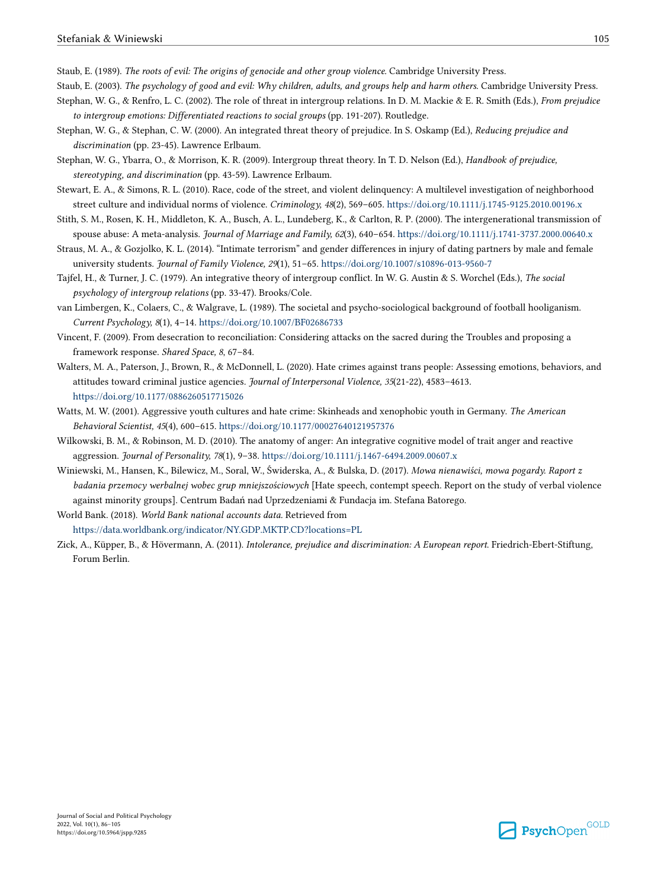Staub, E. (1989). *The roots of evil: The origins of genocide and other group violence.* Cambridge University Press.

Staub, E. (2003). *The psychology of good and evil: Why children, adults, and groups help and harm others.* Cambridge University Press.

Stephan, W. G., & Renfro, L. C. (2002). The role of threat in intergroup relations. In D. M. Mackie & E. R. Smith (Eds.), *From prejudice to intergroup emotions: Differentiated reactions to social groups* (pp. 191-207). Routledge.

Stephan, W. G., & Stephan, C. W. (2000). An integrated threat theory of prejudice. In S. Oskamp (Ed.), *Reducing prejudice and discrimination* (pp. 23-45). Lawrence Erlbaum.

Stephan, W. G., Ybarra, O., & Morrison, K. R. (2009). Intergroup threat theory. In T. D. Nelson (Ed.), *Handbook of prejudice, stereotyping, and discrimination* (pp. 43-59). Lawrence Erlbaum.

Stewart, E. A., & Simons, R. L. (2010). Race, code of the street, and violent delinquency: A multilevel investigation of neighborhood street culture and individual norms of violence. *Criminology, 48*(2), 569–605. https://doi.org/10.1111/j.1745-9125.2010.00196.x

Stith, S. M., Rosen, K. H., Middleton, K. A., Busch, A. L., Lundeberg, K., & Carlton, R. P. (2000). The intergenerational transmission of spouse abuse: A meta-analysis. *Journal of Marriage and Family, 62*(3), 640–654. https://doi.org/10.1111/j.1741-3737.2000.00640.x

Straus, M. A., & Gozjolko, K. L. (2014). "Intimate terrorism" and gender differences in injury of dating partners by male and female university students. *Journal of Family Violence, 29*(1), 51–65. https://doi.org/10.1007/s10896-013-9560-7

Tajfel, H., & Turner, J. C. (1979). An integrative theory of intergroup conflict. In W. G. Austin & S. Worchel (Eds.), *The social psychology of intergroup relations* (pp. 33-47). Brooks/Cole.

van Limbergen, K., Colaers, C., & Walgrave, L. (1989). The societal and psycho-sociological background of football hooliganism. *Current Psychology, 8*(1), 4–14. https://doi.org/10.1007/BF02686733

Vincent, F. (2009). From desecration to reconciliation: Considering attacks on the sacred during the Troubles and proposing a framework response. *Shared Space, 8*, 67–84.

Walters, M. A., Paterson, J., Brown, R., & McDonnell, L. (2020). Hate crimes against trans people: Assessing emotions, behaviors, and attitudes toward criminal justice agencies. *Journal of Interpersonal Violence, 35*(21-22), 4583–4613. https://doi.org/10.1177/0886260517715026

Watts, M. W. (2001). Aggressive youth cultures and hate crime: Skinheads and xenophobic youth in Germany. *The American Behavioral Scientist, 45*(4), 600–615. https://doi.org/10.1177/00027640121957376

Wilkowski, B. M., & Robinson, M. D. (2010). The anatomy of anger: An integrative cognitive model of trait anger and reactive aggression. *Journal of Personality, 78*(1), 9–38. https://doi.org/10.1111/j.1467-6494.2009.00607.x

Winiewski, M., Hansen, K., Bilewicz, M., Soral, W., Świderska, A., & Bulska, D. (2017). *Mowa nienawiści, mowa pogardy. Raport z badania przemocy werbalnej wobec grup mniejszościowych* [Hate speech, contempt speech. Report on the study of verbal violence against minority groups]. Centrum Badań nad Uprzedzeniami & Fundacja im. Stefana Batorego.

World Bank. (2018). *World Bank national accounts data.* Retrieved from https://data.worldbank.org/indicator/NY.GDP.MKTP.CD?locations=PL

Zick, A., Küpper, B., & Hövermann, A. (2011). *Intolerance, prejudice and discrimination: A European report.* Friedrich-Ebert-Stiftung, Forum Berlin.